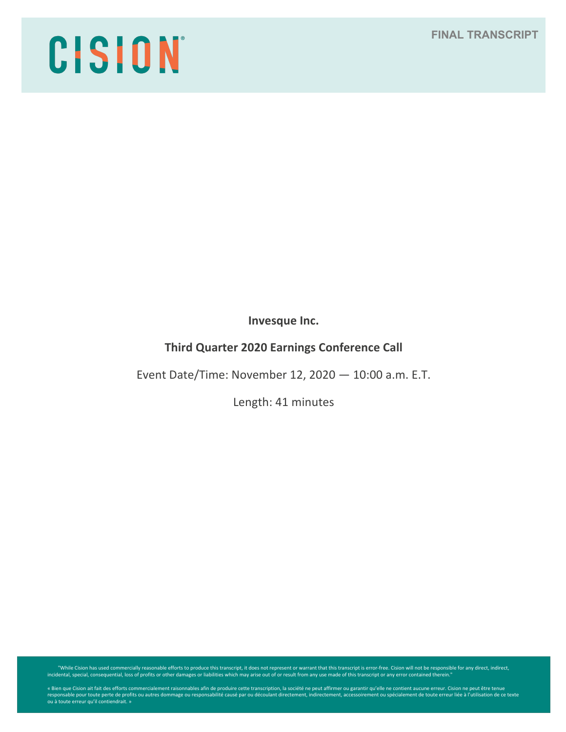CISION

FINAL TRANSCRIPT

**Invesque Inc.**

**Third Quarter 2020 Earnings Conference Call**

Event Date/Time: November 12, 2020 — 10:00 a.m. E.T.

Length: 41 minutes

"While Cision has used commercially reasonable efforts to produce this transcript, it does not represent or warrant that this transcript is error-free. Cision will not be responsible for any direct, indirect, incidental, special, consequential, loss of profits or other damages or liabilities which may arise out of or result from any use made of this transcript or any error contained therein."

« Bien que Cision ait fait des efforts commercialement raisonnables afin de produire cette transcription, la société ne peut affirmer ou garantir qu'elle ne contient aucune erreur. Cision ne peut être tenue responsable pour toute perte de profits ou autres dommage ou responsabilité causé par ou découlant directement, indirectement, accessoirement ou spécialement de toute erreur liée à l'utilisation de ce texte ou à toute erreur qu'il contiendrait. »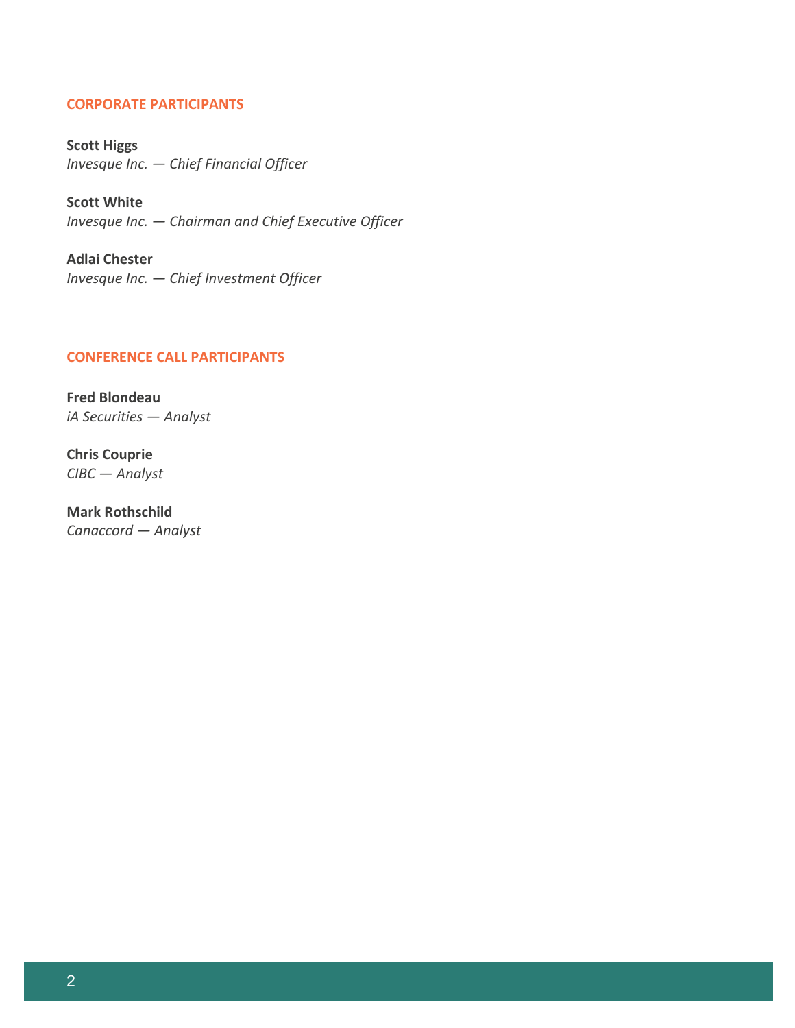## CORPORATE PARTICIPANTS

**Scott Higgs**
*Invesque Inc. — Chief Financial Officer*

**Scott White**
*Invesque Inc. — Chairman and Chief Executive Officer*

**Adlai Chester**
*Invesque Inc. — Chief Investment Officer*

## CONFERENCE CALL PARTICIPANTS

**Fred Blondeau**
*iA Securities — Analyst*

**Chris Couprie**
*CIBC — Analyst*

**Mark Rothschild**
*Canaccord — Analyst*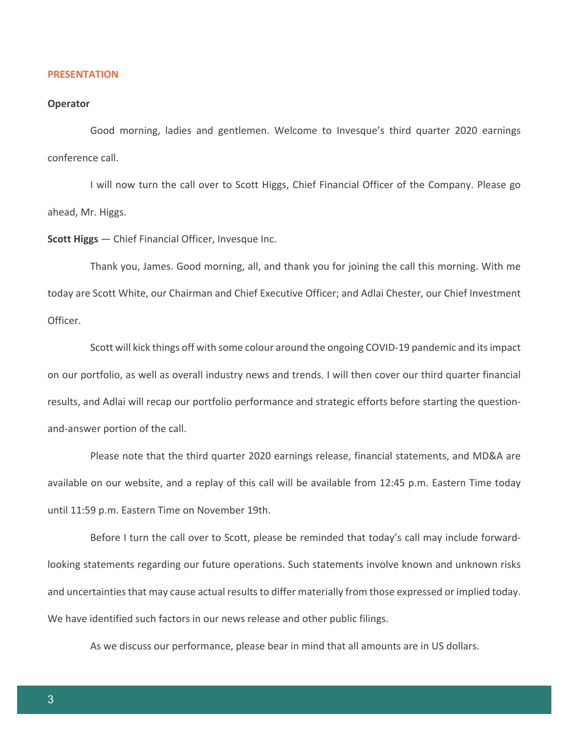## PRESENTATION

**Operator**

Good morning, ladies and gentlemen. Welcome to Invesque's third quarter 2020 earnings conference call.

I will now turn the call over to Scott Higgs, Chief Financial Officer of the Company. Please go ahead, Mr. Higgs.

**Scott Higgs** — Chief Financial Officer, Invesque Inc.

Thank you, James. Good morning, all, and thank you for joining the call this morning. With me today are Scott White, our Chairman and Chief Executive Officer; and Adlai Chester, our Chief Investment Officer.

Scott will kick things off with some colour around the ongoing COVID-19 pandemic and its impact on our portfolio, as well as overall industry news and trends. I will then cover our third quarter financial results, and Adlai will recap our portfolio performance and strategic efforts before starting the question-and-answer portion of the call.

Please note that the third quarter 2020 earnings release, financial statements, and MD&A are available on our website, and a replay of this call will be available from 12:45 p.m. Eastern Time today until 11:59 p.m. Eastern Time on November 19th.

Before I turn the call over to Scott, please be reminded that today's call may include forward-looking statements regarding our future operations. Such statements involve known and unknown risks and uncertainties that may cause actual results to differ materially from those expressed or implied today. We have identified such factors in our news release and other public filings.

As we discuss our performance, please bear in mind that all amounts are in US dollars.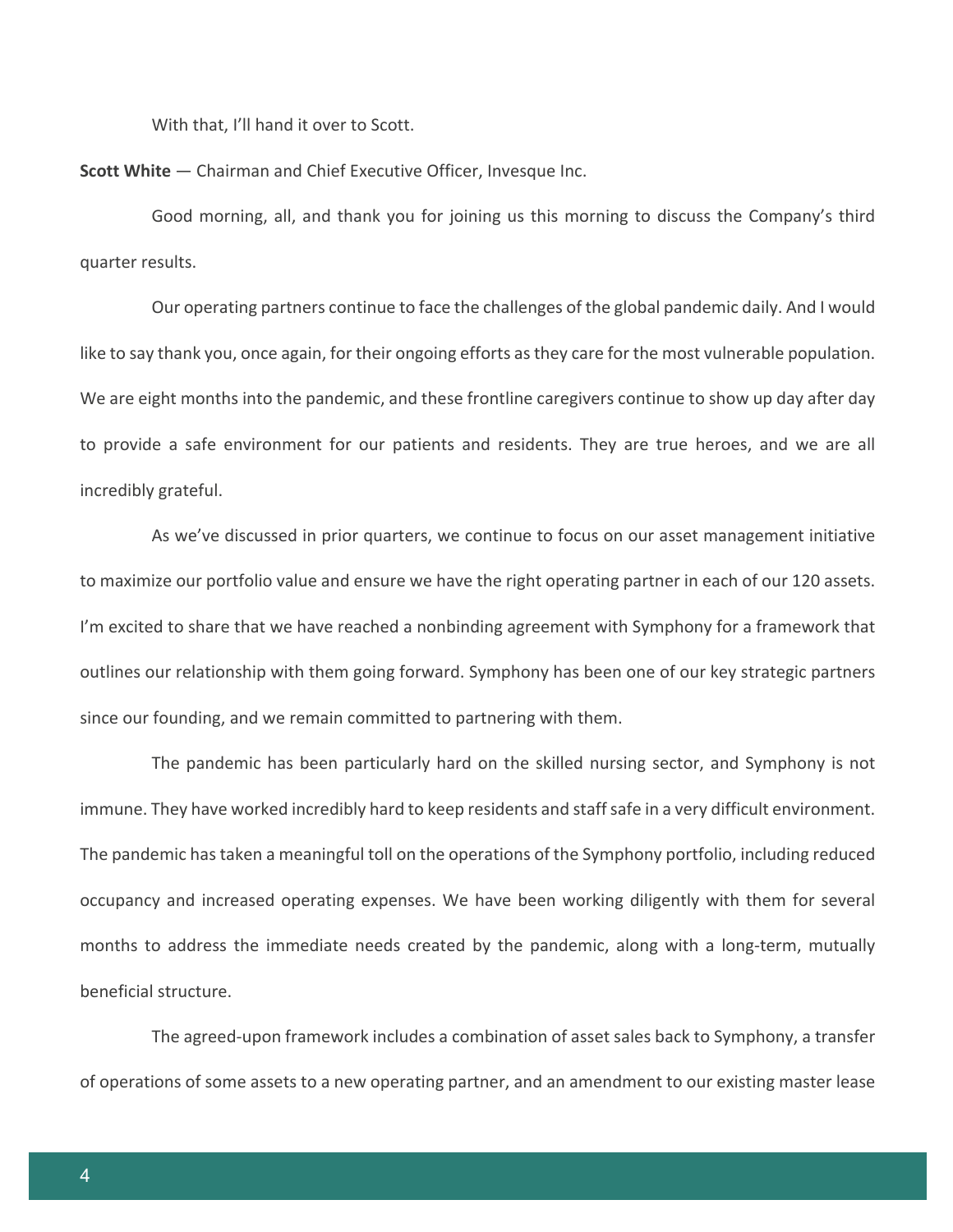With that, I'll hand it over to Scott.

**Scott White** — Chairman and Chief Executive Officer, Invesque Inc.

Good morning, all, and thank you for joining us this morning to discuss the Company's third quarter results.

Our operating partners continue to face the challenges of the global pandemic daily. And I would like to say thank you, once again, for their ongoing efforts as they care for the most vulnerable population. We are eight months into the pandemic, and these frontline caregivers continue to show up day after day to provide a safe environment for our patients and residents. They are true heroes, and we are all incredibly grateful.

As we've discussed in prior quarters, we continue to focus on our asset management initiative to maximize our portfolio value and ensure we have the right operating partner in each of our 120 assets. I'm excited to share that we have reached a nonbinding agreement with Symphony for a framework that outlines our relationship with them going forward. Symphony has been one of our key strategic partners since our founding, and we remain committed to partnering with them.

The pandemic has been particularly hard on the skilled nursing sector, and Symphony is not immune. They have worked incredibly hard to keep residents and staff safe in a very difficult environment. The pandemic has taken a meaningful toll on the operations of the Symphony portfolio, including reduced occupancy and increased operating expenses. We have been working diligently with them for several months to address the immediate needs created by the pandemic, along with a long-term, mutually beneficial structure.

The agreed-upon framework includes a combination of asset sales back to Symphony, a transfer of operations of some assets to a new operating partner, and an amendment to our existing master lease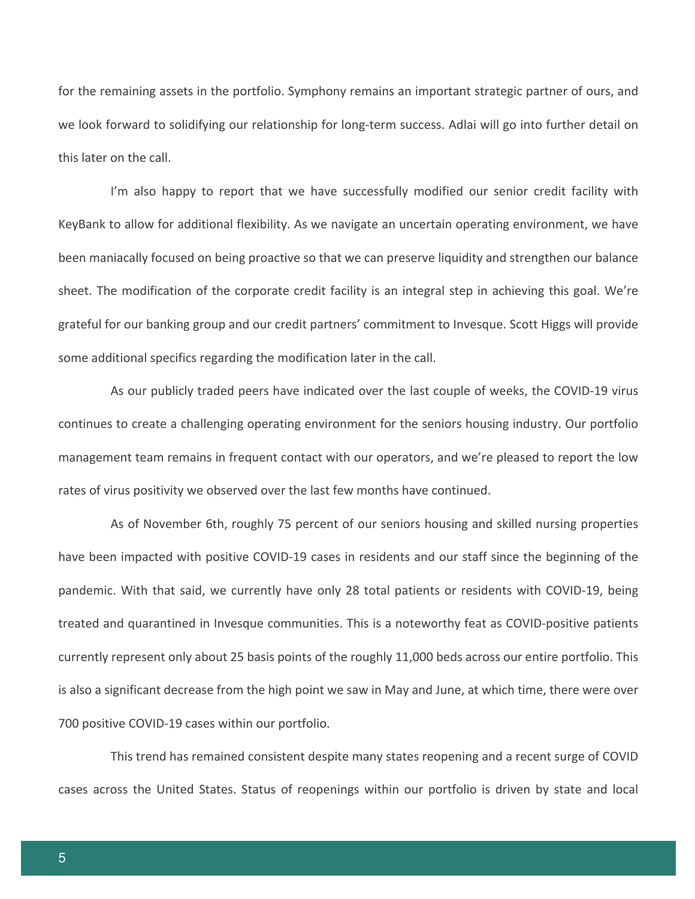for the remaining assets in the portfolio. Symphony remains an important strategic partner of ours, and we look forward to solidifying our relationship for long-term success. Adlai will go into further detail on this later on the call.

I'm also happy to report that we have successfully modified our senior credit facility with KeyBank to allow for additional flexibility. As we navigate an uncertain operating environment, we have been maniacally focused on being proactive so that we can preserve liquidity and strengthen our balance sheet. The modification of the corporate credit facility is an integral step in achieving this goal. We're grateful for our banking group and our credit partners' commitment to Invesque. Scott Higgs will provide some additional specifics regarding the modification later in the call.

As our publicly traded peers have indicated over the last couple of weeks, the COVID-19 virus continues to create a challenging operating environment for the seniors housing industry. Our portfolio management team remains in frequent contact with our operators, and we're pleased to report the low rates of virus positivity we observed over the last few months have continued.

As of November 6th, roughly 75 percent of our seniors housing and skilled nursing properties have been impacted with positive COVID-19 cases in residents and our staff since the beginning of the pandemic. With that said, we currently have only 28 total patients or residents with COVID-19, being treated and quarantined in Invesque communities. This is a noteworthy feat as COVID-positive patients currently represent only about 25 basis points of the roughly 11,000 beds across our entire portfolio. This is also a significant decrease from the high point we saw in May and June, at which time, there were over 700 positive COVID-19 cases within our portfolio.

This trend has remained consistent despite many states reopening and a recent surge of COVID cases across the United States. Status of reopenings within our portfolio is driven by state and local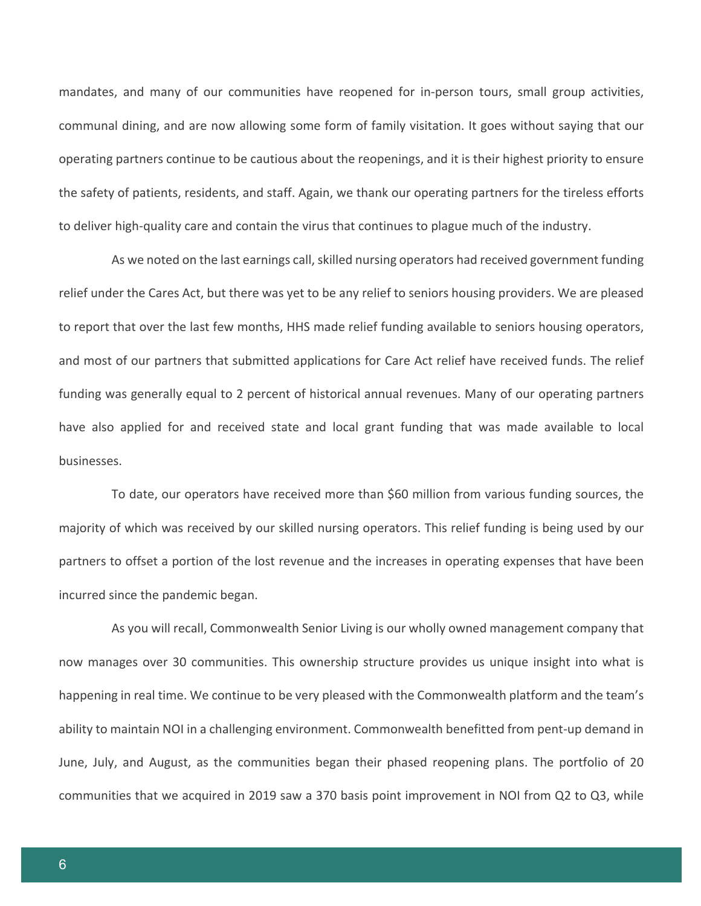mandates, and many of our communities have reopened for in-person tours, small group activities, communal dining, and are now allowing some form of family visitation. It goes without saying that our operating partners continue to be cautious about the reopenings, and it is their highest priority to ensure the safety of patients, residents, and staff. Again, we thank our operating partners for the tireless efforts to deliver high-quality care and contain the virus that continues to plague much of the industry.

As we noted on the last earnings call, skilled nursing operators had received government funding relief under the Cares Act, but there was yet to be any relief to seniors housing providers. We are pleased to report that over the last few months, HHS made relief funding available to seniors housing operators, and most of our partners that submitted applications for Care Act relief have received funds. The relief funding was generally equal to 2 percent of historical annual revenues. Many of our operating partners have also applied for and received state and local grant funding that was made available to local businesses.

To date, our operators have received more than $60 million from various funding sources, the majority of which was received by our skilled nursing operators. This relief funding is being used by our partners to offset a portion of the lost revenue and the increases in operating expenses that have been incurred since the pandemic began.

As you will recall, Commonwealth Senior Living is our wholly owned management company that now manages over 30 communities. This ownership structure provides us unique insight into what is happening in real time. We continue to be very pleased with the Commonwealth platform and the team's ability to maintain NOI in a challenging environment. Commonwealth benefitted from pent-up demand in June, July, and August, as the communities began their phased reopening plans. The portfolio of 20 communities that we acquired in 2019 saw a 370 basis point improvement in NOI from Q2 to Q3, while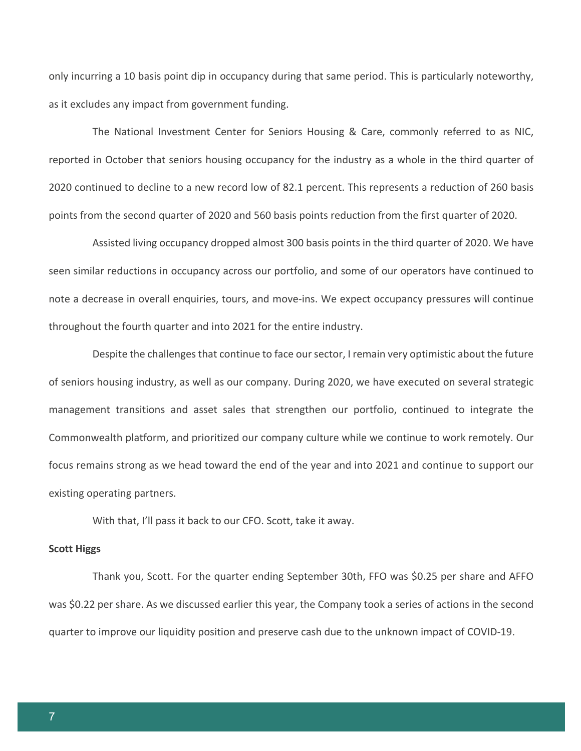only incurring a 10 basis point dip in occupancy during that same period. This is particularly noteworthy, as it excludes any impact from government funding.

The National Investment Center for Seniors Housing & Care, commonly referred to as NIC, reported in October that seniors housing occupancy for the industry as a whole in the third quarter of 2020 continued to decline to a new record low of 82.1 percent. This represents a reduction of 260 basis points from the second quarter of 2020 and 560 basis points reduction from the first quarter of 2020.

Assisted living occupancy dropped almost 300 basis points in the third quarter of 2020. We have seen similar reductions in occupancy across our portfolio, and some of our operators have continued to note a decrease in overall enquiries, tours, and move-ins. We expect occupancy pressures will continue throughout the fourth quarter and into 2021 for the entire industry.

Despite the challenges that continue to face our sector, I remain very optimistic about the future of seniors housing industry, as well as our company. During 2020, we have executed on several strategic management transitions and asset sales that strengthen our portfolio, continued to integrate the Commonwealth platform, and prioritized our company culture while we continue to work remotely. Our focus remains strong as we head toward the end of the year and into 2021 and continue to support our existing operating partners.

With that, I'll pass it back to our CFO. Scott, take it away.

**Scott Higgs**

Thank you, Scott. For the quarter ending September 30th, FFO was $0.25 per share and AFFO was $0.22 per share. As we discussed earlier this year, the Company took a series of actions in the second quarter to improve our liquidity position and preserve cash due to the unknown impact of COVID-19.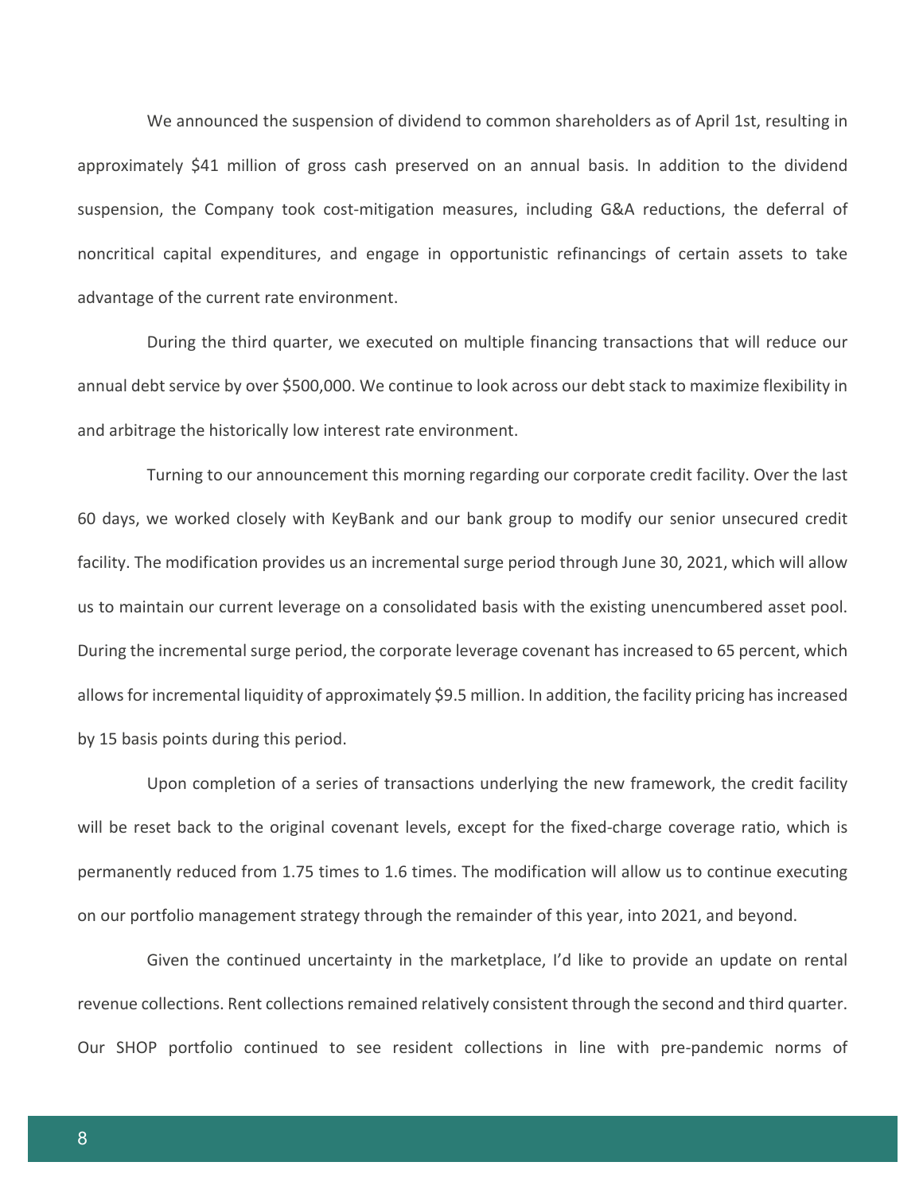We announced the suspension of dividend to common shareholders as of April 1st, resulting in approximately $41 million of gross cash preserved on an annual basis. In addition to the dividend suspension, the Company took cost-mitigation measures, including G&A reductions, the deferral of noncritical capital expenditures, and engage in opportunistic refinancings of certain assets to take advantage of the current rate environment.

During the third quarter, we executed on multiple financing transactions that will reduce our annual debt service by over $500,000. We continue to look across our debt stack to maximize flexibility in and arbitrage the historically low interest rate environment.

Turning to our announcement this morning regarding our corporate credit facility. Over the last 60 days, we worked closely with KeyBank and our bank group to modify our senior unsecured credit facility. The modification provides us an incremental surge period through June 30, 2021, which will allow us to maintain our current leverage on a consolidated basis with the existing unencumbered asset pool. During the incremental surge period, the corporate leverage covenant has increased to 65 percent, which allows for incremental liquidity of approximately $9.5 million. In addition, the facility pricing has increased by 15 basis points during this period.

Upon completion of a series of transactions underlying the new framework, the credit facility will be reset back to the original covenant levels, except for the fixed-charge coverage ratio, which is permanently reduced from 1.75 times to 1.6 times. The modification will allow us to continue executing on our portfolio management strategy through the remainder of this year, into 2021, and beyond.

Given the continued uncertainty in the marketplace, I'd like to provide an update on rental revenue collections. Rent collections remained relatively consistent through the second and third quarter. Our SHOP portfolio continued to see resident collections in line with pre-pandemic norms of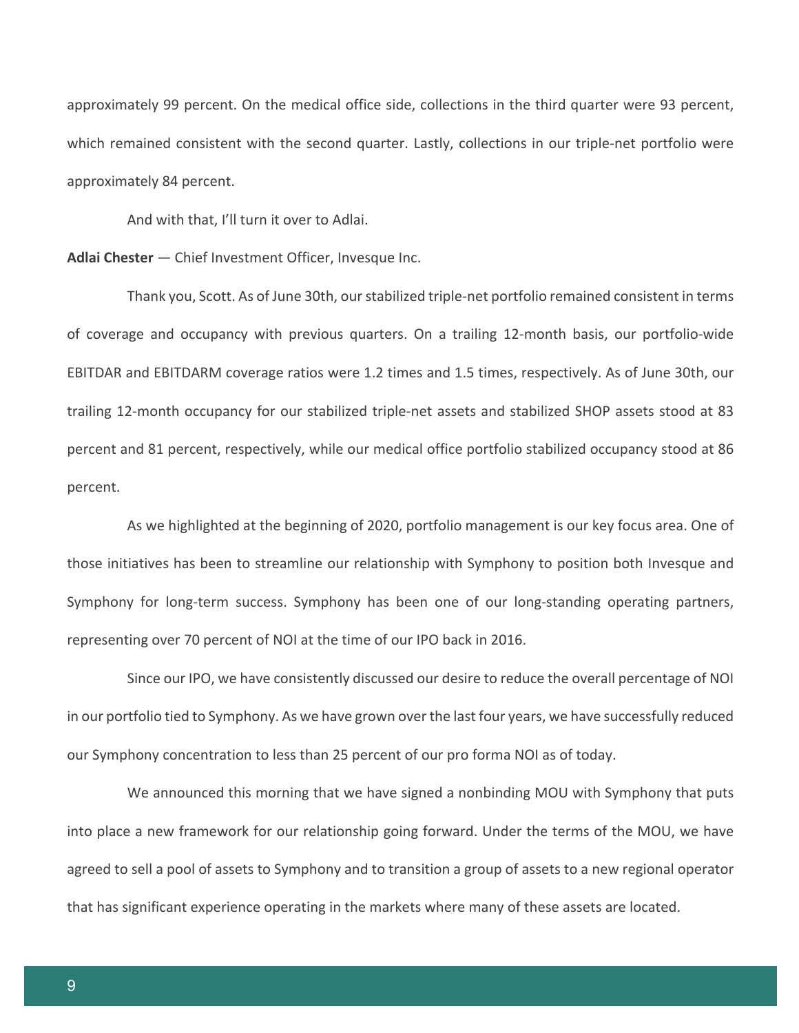approximately 99 percent. On the medical office side, collections in the third quarter were 93 percent, which remained consistent with the second quarter. Lastly, collections in our triple-net portfolio were approximately 84 percent.

And with that, I'll turn it over to Adlai.

**Adlai Chester** — Chief Investment Officer, Invesque Inc.

Thank you, Scott. As of June 30th, our stabilized triple-net portfolio remained consistent in terms of coverage and occupancy with previous quarters. On a trailing 12-month basis, our portfolio-wide EBITDAR and EBITDARM coverage ratios were 1.2 times and 1.5 times, respectively. As of June 30th, our trailing 12-month occupancy for our stabilized triple-net assets and stabilized SHOP assets stood at 83 percent and 81 percent, respectively, while our medical office portfolio stabilized occupancy stood at 86 percent.

As we highlighted at the beginning of 2020, portfolio management is our key focus area. One of those initiatives has been to streamline our relationship with Symphony to position both Invesque and Symphony for long-term success. Symphony has been one of our long-standing operating partners, representing over 70 percent of NOI at the time of our IPO back in 2016.

Since our IPO, we have consistently discussed our desire to reduce the overall percentage of NOI in our portfolio tied to Symphony. As we have grown over the last four years, we have successfully reduced our Symphony concentration to less than 25 percent of our pro forma NOI as of today.

We announced this morning that we have signed a nonbinding MOU with Symphony that puts into place a new framework for our relationship going forward. Under the terms of the MOU, we have agreed to sell a pool of assets to Symphony and to transition a group of assets to a new regional operator that has significant experience operating in the markets where many of these assets are located.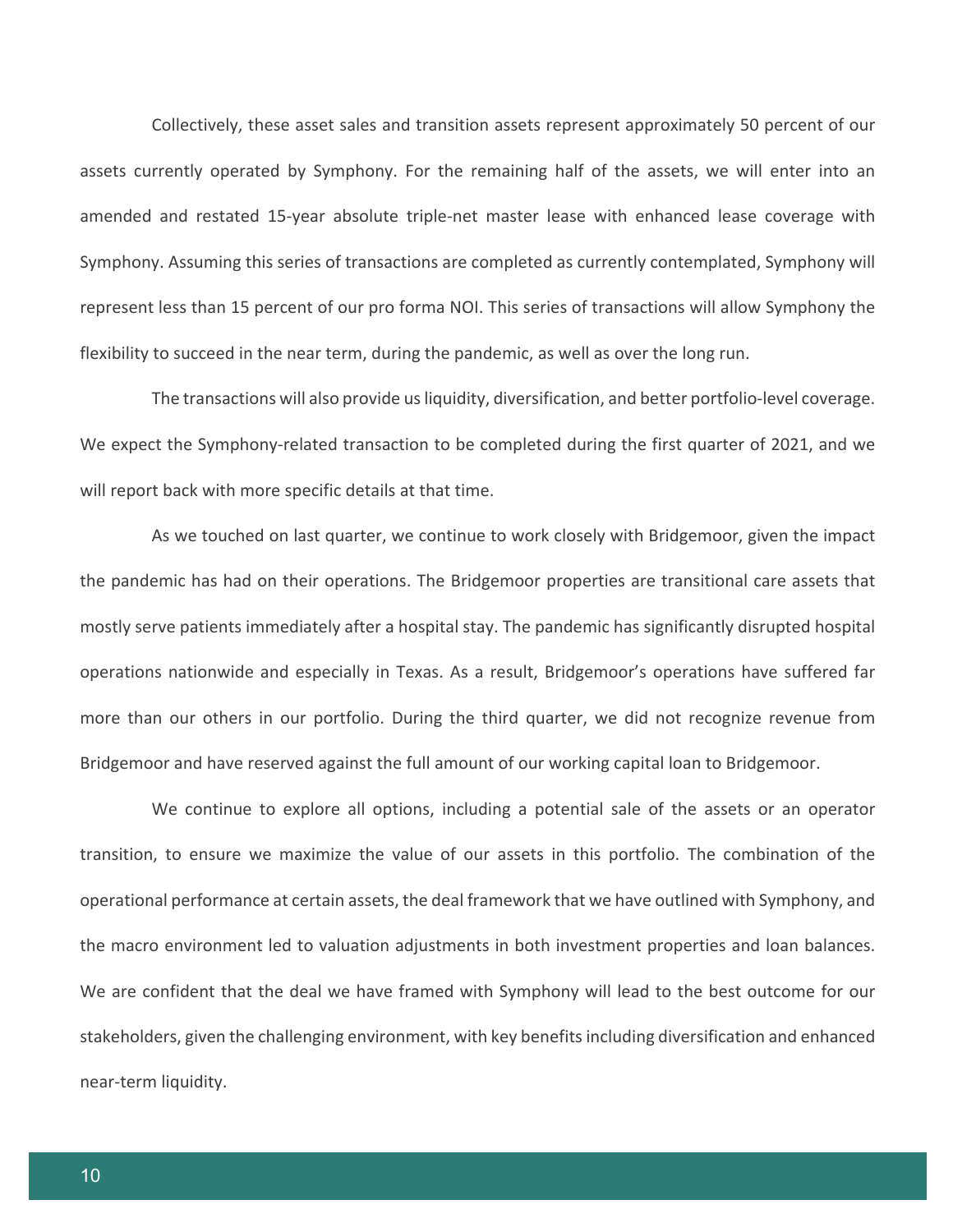Collectively, these asset sales and transition assets represent approximately 50 percent of our assets currently operated by Symphony. For the remaining half of the assets, we will enter into an amended and restated 15-year absolute triple-net master lease with enhanced lease coverage with Symphony. Assuming this series of transactions are completed as currently contemplated, Symphony will represent less than 15 percent of our pro forma NOI. This series of transactions will allow Symphony the flexibility to succeed in the near term, during the pandemic, as well as over the long run.

The transactions will also provide us liquidity, diversification, and better portfolio-level coverage. We expect the Symphony-related transaction to be completed during the first quarter of 2021, and we will report back with more specific details at that time.

As we touched on last quarter, we continue to work closely with Bridgemoor, given the impact the pandemic has had on their operations. The Bridgemoor properties are transitional care assets that mostly serve patients immediately after a hospital stay. The pandemic has significantly disrupted hospital operations nationwide and especially in Texas. As a result, Bridgemoor's operations have suffered far more than our others in our portfolio. During the third quarter, we did not recognize revenue from Bridgemoor and have reserved against the full amount of our working capital loan to Bridgemoor.

We continue to explore all options, including a potential sale of the assets or an operator transition, to ensure we maximize the value of our assets in this portfolio. The combination of the operational performance at certain assets, the deal framework that we have outlined with Symphony, and the macro environment led to valuation adjustments in both investment properties and loan balances. We are confident that the deal we have framed with Symphony will lead to the best outcome for our stakeholders, given the challenging environment, with key benefits including diversification and enhanced near-term liquidity.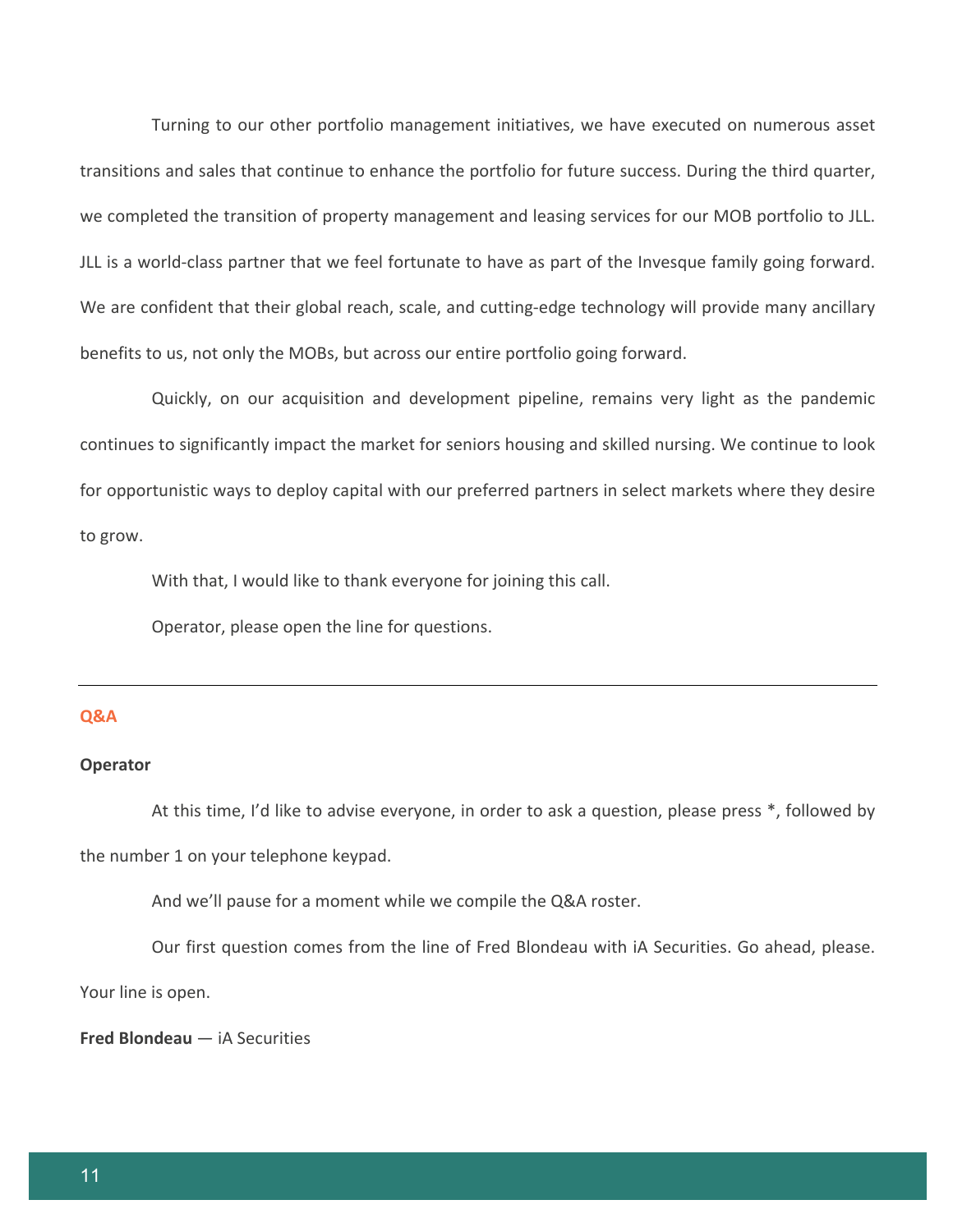Turning to our other portfolio management initiatives, we have executed on numerous asset transitions and sales that continue to enhance the portfolio for future success. During the third quarter, we completed the transition of property management and leasing services for our MOB portfolio to JLL. JLL is a world-class partner that we feel fortunate to have as part of the Invesque family going forward. We are confident that their global reach, scale, and cutting-edge technology will provide many ancillary benefits to us, not only the MOBs, but across our entire portfolio going forward.

Quickly, on our acquisition and development pipeline, remains very light as the pandemic continues to significantly impact the market for seniors housing and skilled nursing. We continue to look for opportunistic ways to deploy capital with our preferred partners in select markets where they desire to grow.

With that, I would like to thank everyone for joining this call.

Operator, please open the line for questions.

---

## Q&A

**Operator**

At this time, I'd like to advise everyone, in order to ask a question, please press *, followed by the number 1 on your telephone keypad.

And we'll pause for a moment while we compile the Q&A roster.

Our first question comes from the line of Fred Blondeau with iA Securities. Go ahead, please. Your line is open.

**Fred Blondeau** — iA Securities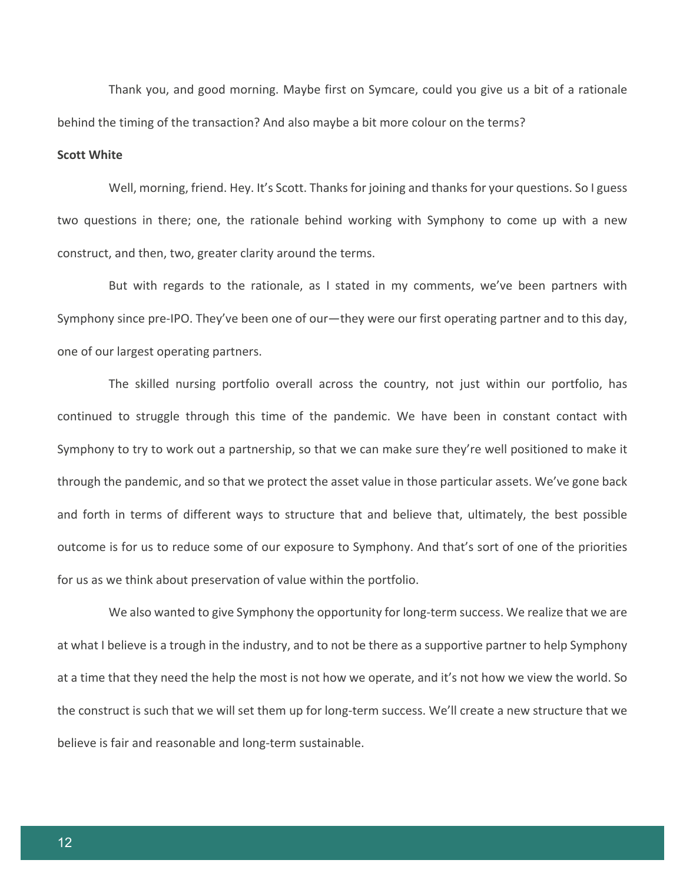Thank you, and good morning. Maybe first on Symcare, could you give us a bit of a rationale behind the timing of the transaction? And also maybe a bit more colour on the terms?

**Scott White**

Well, morning, friend. Hey. It's Scott. Thanks for joining and thanks for your questions. So I guess two questions in there; one, the rationale behind working with Symphony to come up with a new construct, and then, two, greater clarity around the terms.

But with regards to the rationale, as I stated in my comments, we've been partners with Symphony since pre-IPO. They've been one of our—they were our first operating partner and to this day, one of our largest operating partners.

The skilled nursing portfolio overall across the country, not just within our portfolio, has continued to struggle through this time of the pandemic. We have been in constant contact with Symphony to try to work out a partnership, so that we can make sure they're well positioned to make it through the pandemic, and so that we protect the asset value in those particular assets. We've gone back and forth in terms of different ways to structure that and believe that, ultimately, the best possible outcome is for us to reduce some of our exposure to Symphony. And that's sort of one of the priorities for us as we think about preservation of value within the portfolio.

We also wanted to give Symphony the opportunity for long-term success. We realize that we are at what I believe is a trough in the industry, and to not be there as a supportive partner to help Symphony at a time that they need the help the most is not how we operate, and it's not how we view the world. So the construct is such that we will set them up for long-term success. We'll create a new structure that we believe is fair and reasonable and long-term sustainable.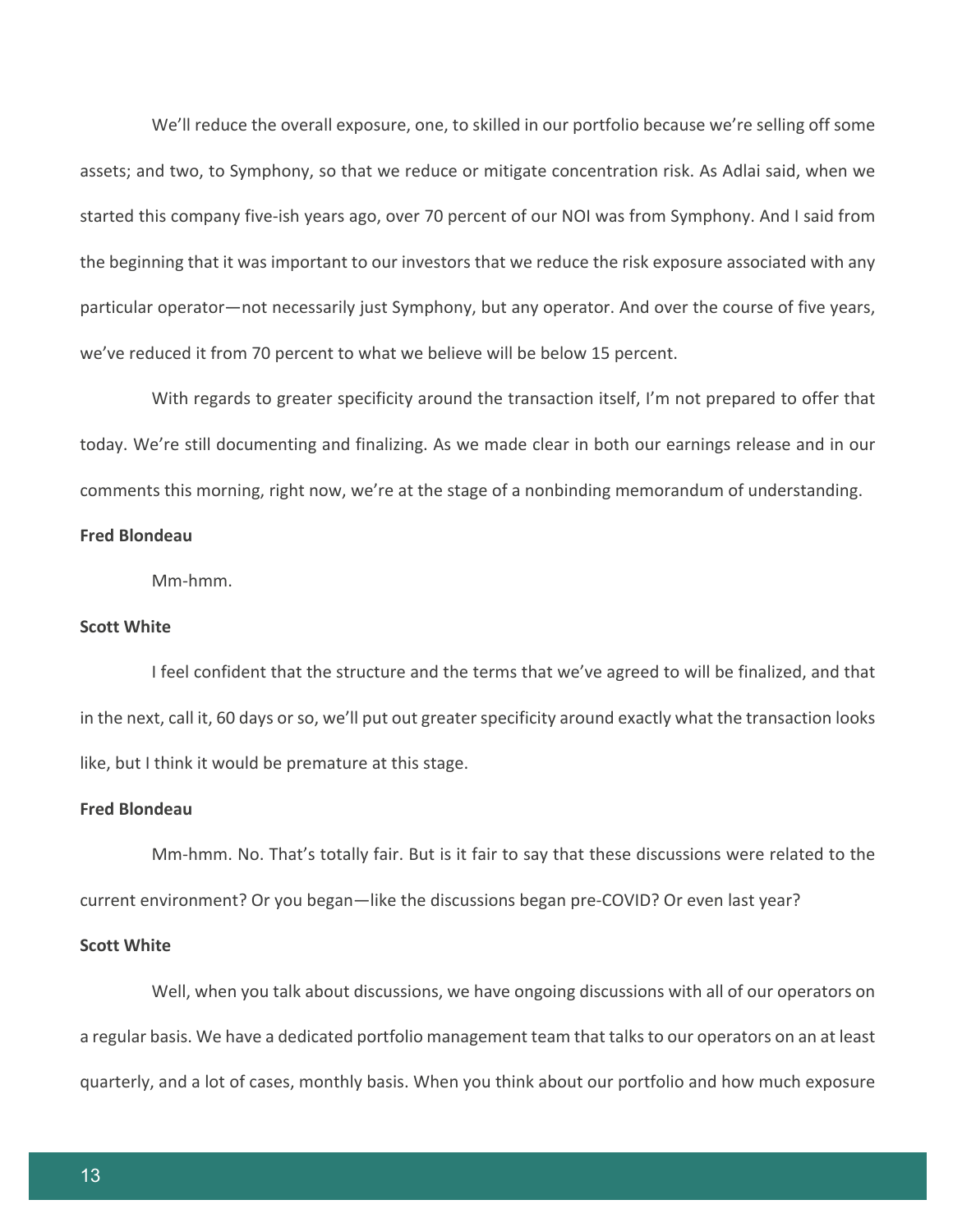We'll reduce the overall exposure, one, to skilled in our portfolio because we're selling off some assets; and two, to Symphony, so that we reduce or mitigate concentration risk. As Adlai said, when we started this company five-ish years ago, over 70 percent of our NOI was from Symphony. And I said from the beginning that it was important to our investors that we reduce the risk exposure associated with any particular operator—not necessarily just Symphony, but any operator. And over the course of five years, we've reduced it from 70 percent to what we believe will be below 15 percent.

With regards to greater specificity around the transaction itself, I'm not prepared to offer that today. We're still documenting and finalizing. As we made clear in both our earnings release and in our comments this morning, right now, we're at the stage of a nonbinding memorandum of understanding.

**Fred Blondeau**

Mm-hmm.

**Scott White**

I feel confident that the structure and the terms that we've agreed to will be finalized, and that in the next, call it, 60 days or so, we'll put out greater specificity around exactly what the transaction looks like, but I think it would be premature at this stage.

**Fred Blondeau**

Mm-hmm. No. That's totally fair. But is it fair to say that these discussions were related to the current environment? Or you began—like the discussions began pre-COVID? Or even last year?

**Scott White**

Well, when you talk about discussions, we have ongoing discussions with all of our operators on a regular basis. We have a dedicated portfolio management team that talks to our operators on an at least quarterly, and a lot of cases, monthly basis. When you think about our portfolio and how much exposure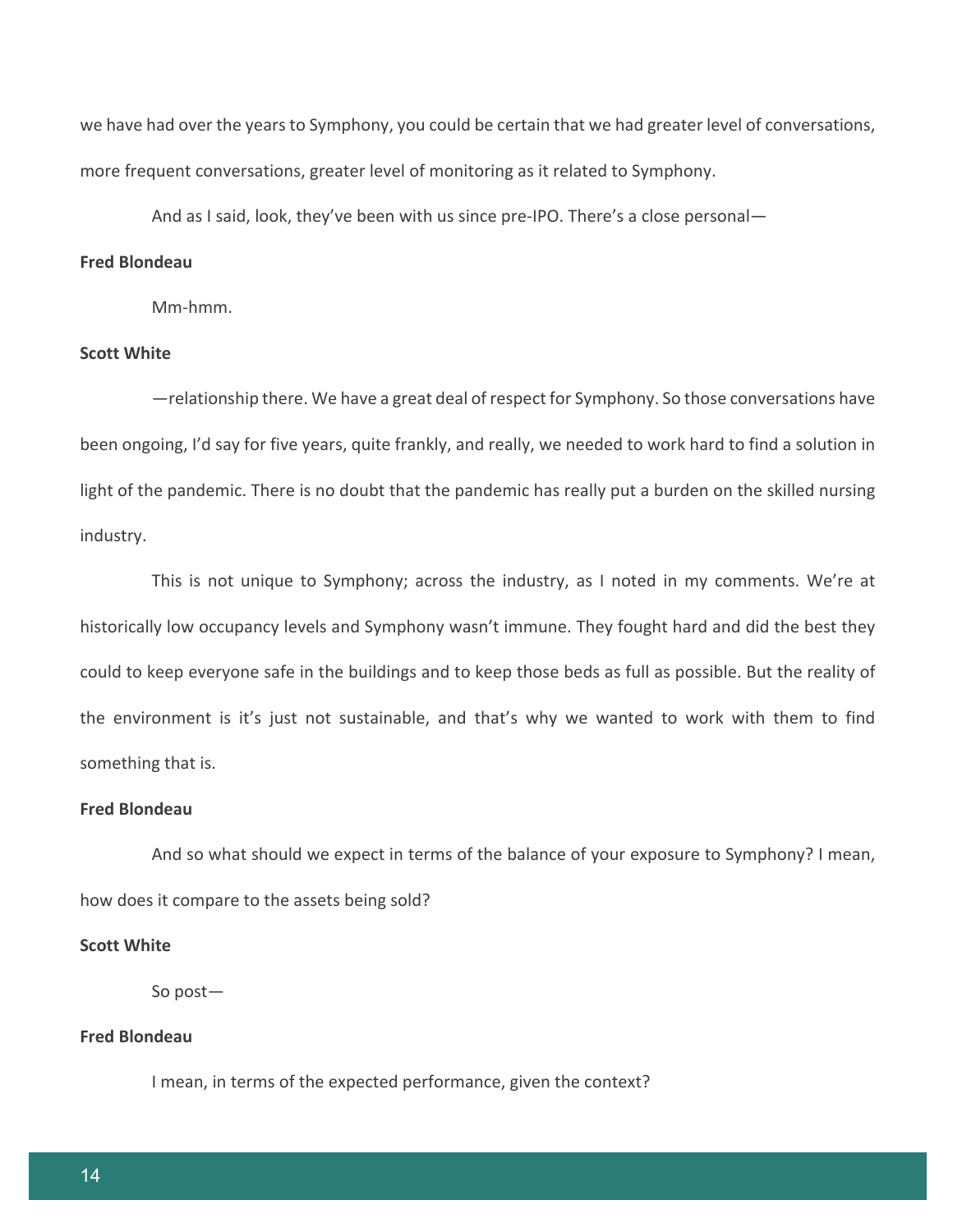we have had over the years to Symphony, you could be certain that we had greater level of conversations, more frequent conversations, greater level of monitoring as it related to Symphony.

And as I said, look, they've been with us since pre-IPO. There's a close personal—

**Fred Blondeau**

Mm-hmm.

**Scott White**

—relationship there. We have a great deal of respect for Symphony. So those conversations have been ongoing, I'd say for five years, quite frankly, and really, we needed to work hard to find a solution in light of the pandemic. There is no doubt that the pandemic has really put a burden on the skilled nursing industry.

This is not unique to Symphony; across the industry, as I noted in my comments. We're at historically low occupancy levels and Symphony wasn't immune. They fought hard and did the best they could to keep everyone safe in the buildings and to keep those beds as full as possible. But the reality of the environment is it's just not sustainable, and that's why we wanted to work with them to find something that is.

**Fred Blondeau**

And so what should we expect in terms of the balance of your exposure to Symphony? I mean, how does it compare to the assets being sold?

**Scott White**

So post—

**Fred Blondeau**

I mean, in terms of the expected performance, given the context?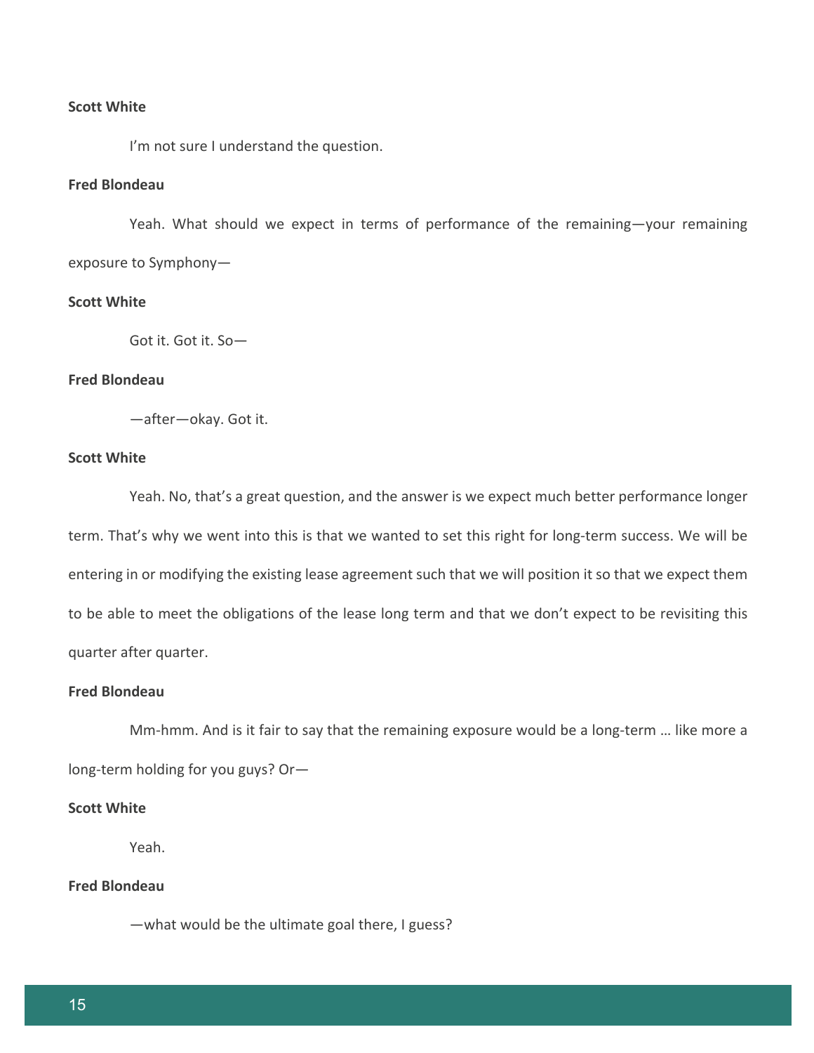**Scott White**

I'm not sure I understand the question.

**Fred Blondeau**

Yeah. What should we expect in terms of performance of the remaining—your remaining exposure to Symphony—

**Scott White**

Got it. Got it. So—

**Fred Blondeau**

—after—okay. Got it.

**Scott White**

Yeah. No, that's a great question, and the answer is we expect much better performance longer term. That's why we went into this is that we wanted to set this right for long-term success. We will be entering in or modifying the existing lease agreement such that we will position it so that we expect them to be able to meet the obligations of the lease long term and that we don't expect to be revisiting this quarter after quarter.

**Fred Blondeau**

Mm-hmm. And is it fair to say that the remaining exposure would be a long-term … like more a long-term holding for you guys? Or—

**Scott White**

Yeah.

**Fred Blondeau**

—what would be the ultimate goal there, I guess?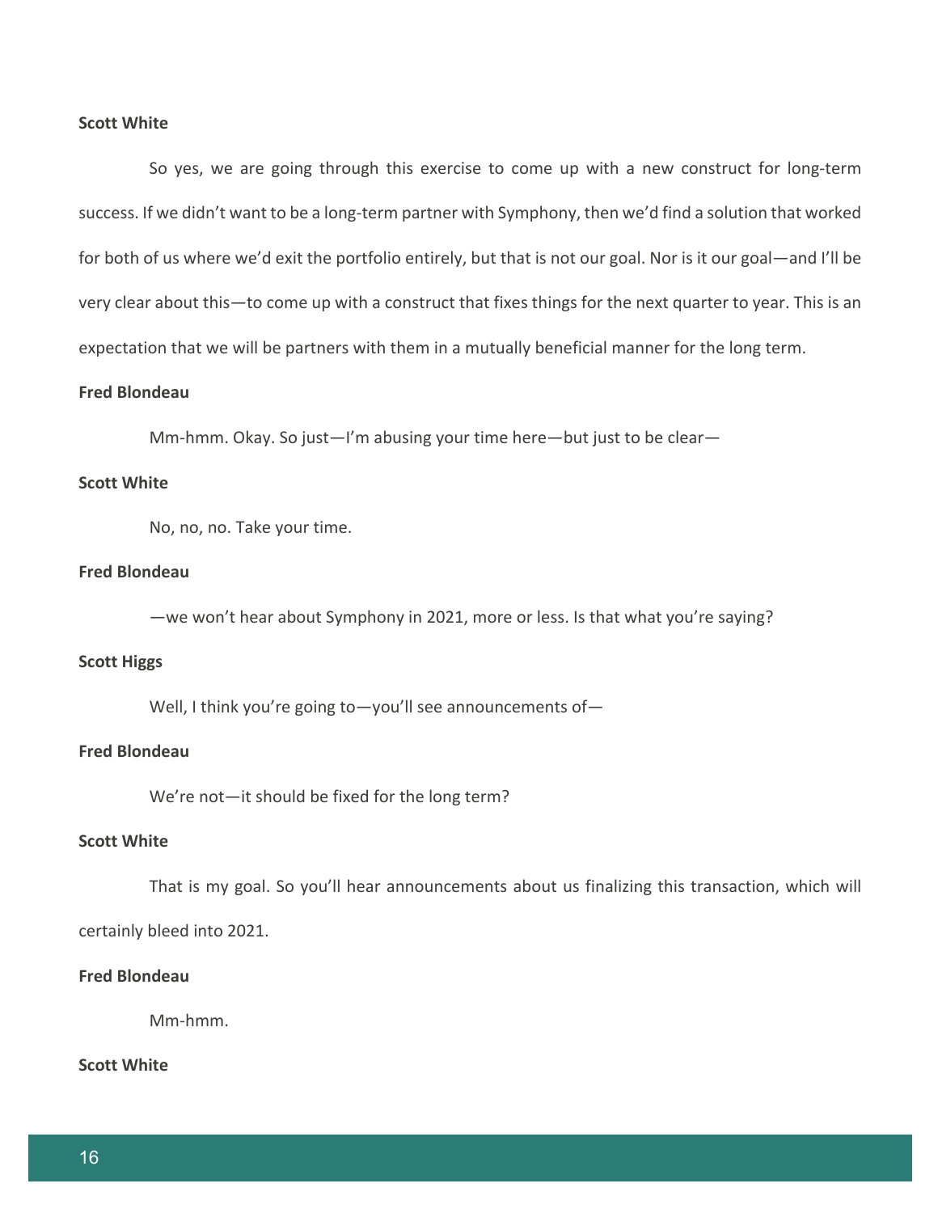**Scott White**

So yes, we are going through this exercise to come up with a new construct for long-term success. If we didn't want to be a long-term partner with Symphony, then we'd find a solution that worked for both of us where we'd exit the portfolio entirely, but that is not our goal. Nor is it our goal—and I'll be very clear about this—to come up with a construct that fixes things for the next quarter to year. This is an expectation that we will be partners with them in a mutually beneficial manner for the long term.

**Fred Blondeau**

Mm-hmm. Okay. So just—I'm abusing your time here—but just to be clear—

**Scott White**

No, no, no. Take your time.

**Fred Blondeau**

—we won't hear about Symphony in 2021, more or less. Is that what you're saying?

**Scott Higgs**

Well, I think you're going to—you'll see announcements of—

**Fred Blondeau**

We're not—it should be fixed for the long term?

**Scott White**

That is my goal. So you'll hear announcements about us finalizing this transaction, which will certainly bleed into 2021.

**Fred Blondeau**

Mm-hmm.

**Scott White**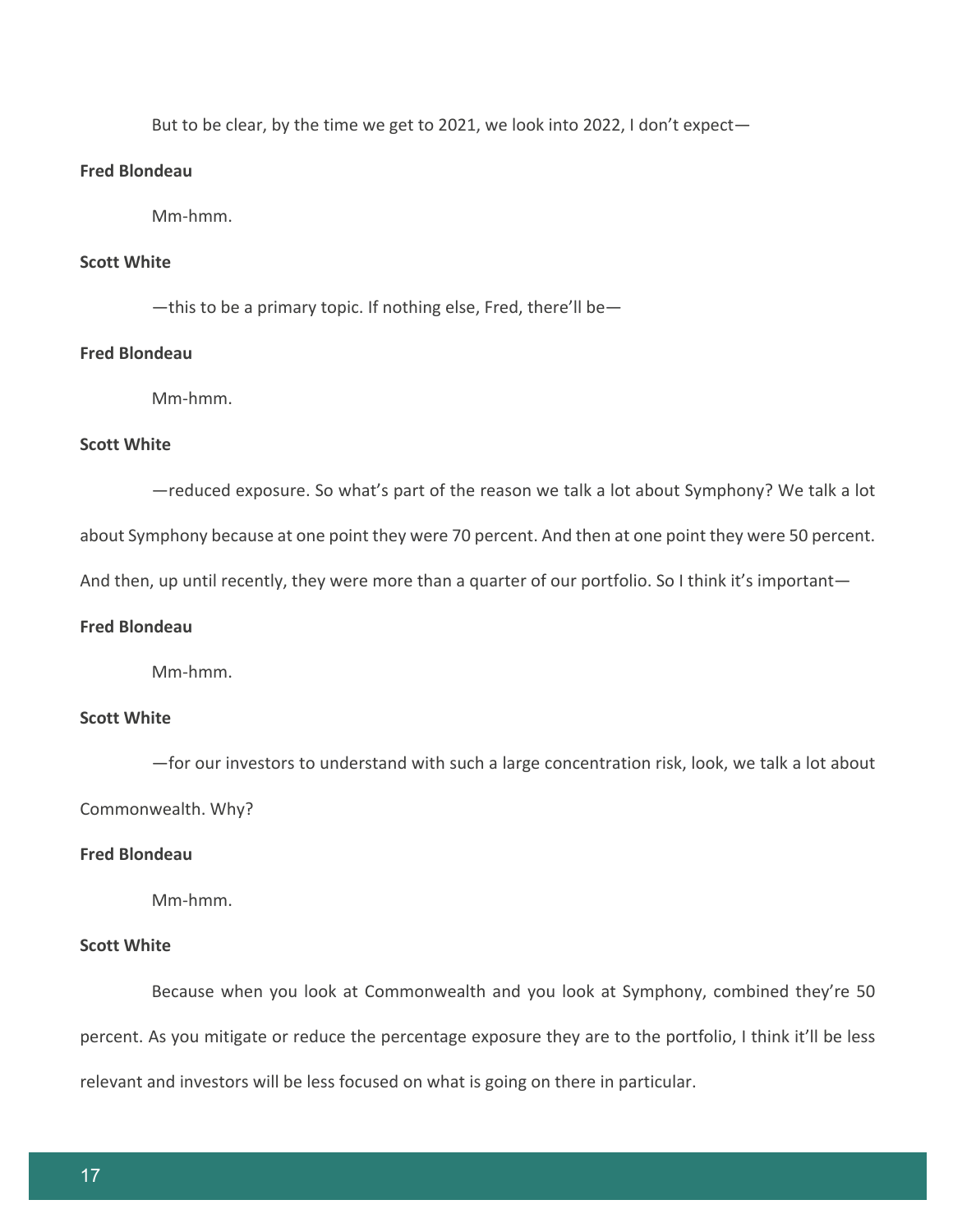But to be clear, by the time we get to 2021, we look into 2022, I don't expect—

**Fred Blondeau**

Mm-hmm.

**Scott White**

—this to be a primary topic. If nothing else, Fred, there'll be—

**Fred Blondeau**

Mm-hmm.

**Scott White**

—reduced exposure. So what's part of the reason we talk a lot about Symphony? We talk a lot about Symphony because at one point they were 70 percent. And then at one point they were 50 percent. And then, up until recently, they were more than a quarter of our portfolio. So I think it's important—

**Fred Blondeau**

Mm-hmm.

**Scott White**

—for our investors to understand with such a large concentration risk, look, we talk a lot about Commonwealth. Why?

**Fred Blondeau**

Mm-hmm.

**Scott White**

Because when you look at Commonwealth and you look at Symphony, combined they're 50 percent. As you mitigate or reduce the percentage exposure they are to the portfolio, I think it'll be less relevant and investors will be less focused on what is going on there in particular.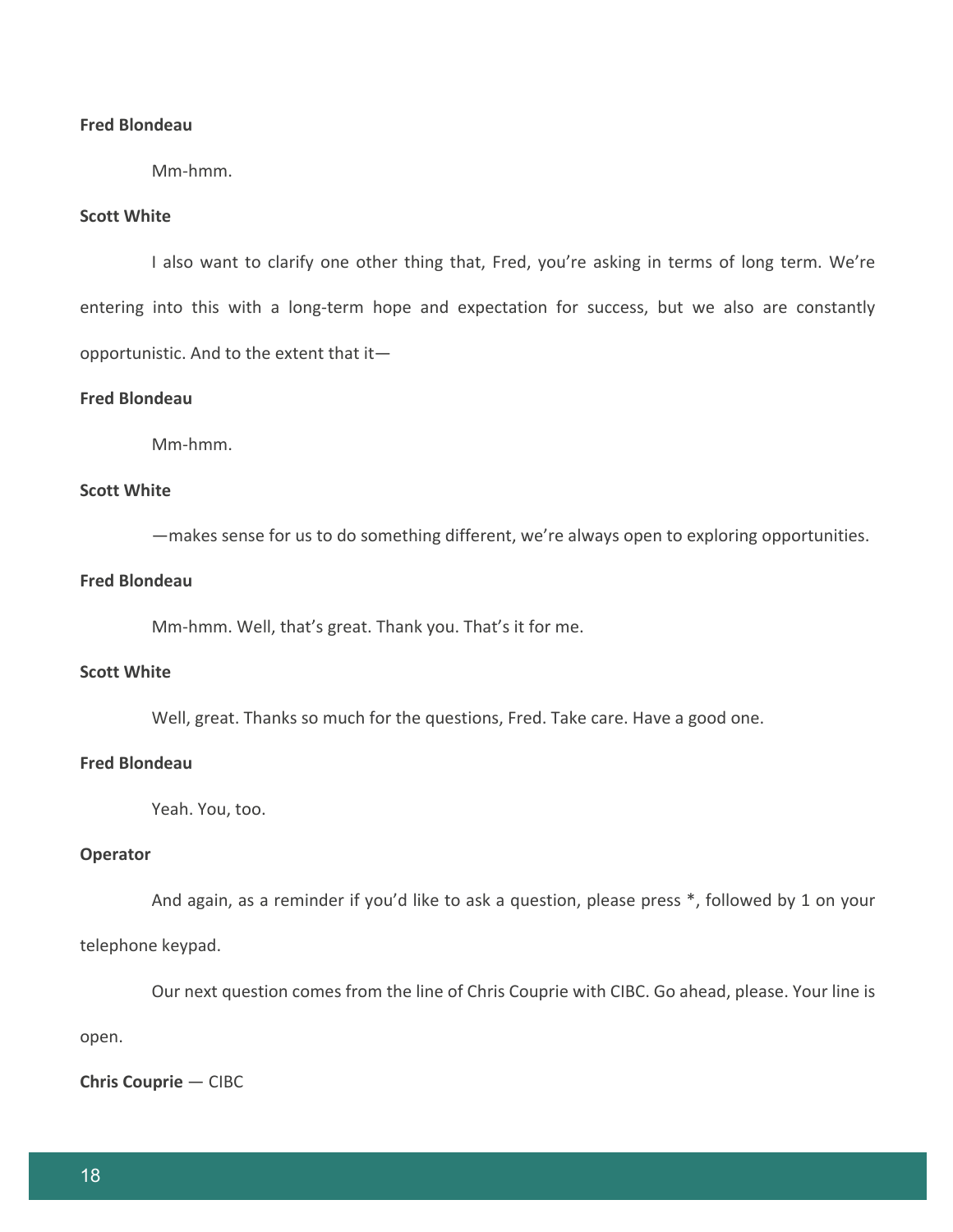**Fred Blondeau**

Mm-hmm.

**Scott White**

I also want to clarify one other thing that, Fred, you're asking in terms of long term. We're entering into this with a long-term hope and expectation for success, but we also are constantly opportunistic. And to the extent that it—

**Fred Blondeau**

Mm-hmm.

**Scott White**

—makes sense for us to do something different, we're always open to exploring opportunities.

**Fred Blondeau**

Mm-hmm. Well, that's great. Thank you. That's it for me.

**Scott White**

Well, great. Thanks so much for the questions, Fred. Take care. Have a good one.

**Fred Blondeau**

Yeah. You, too.

**Operator**

And again, as a reminder if you'd like to ask a question, please press *, followed by 1 on your telephone keypad.

Our next question comes from the line of Chris Couprie with CIBC. Go ahead, please. Your line is open.

**Chris Couprie** — CIBC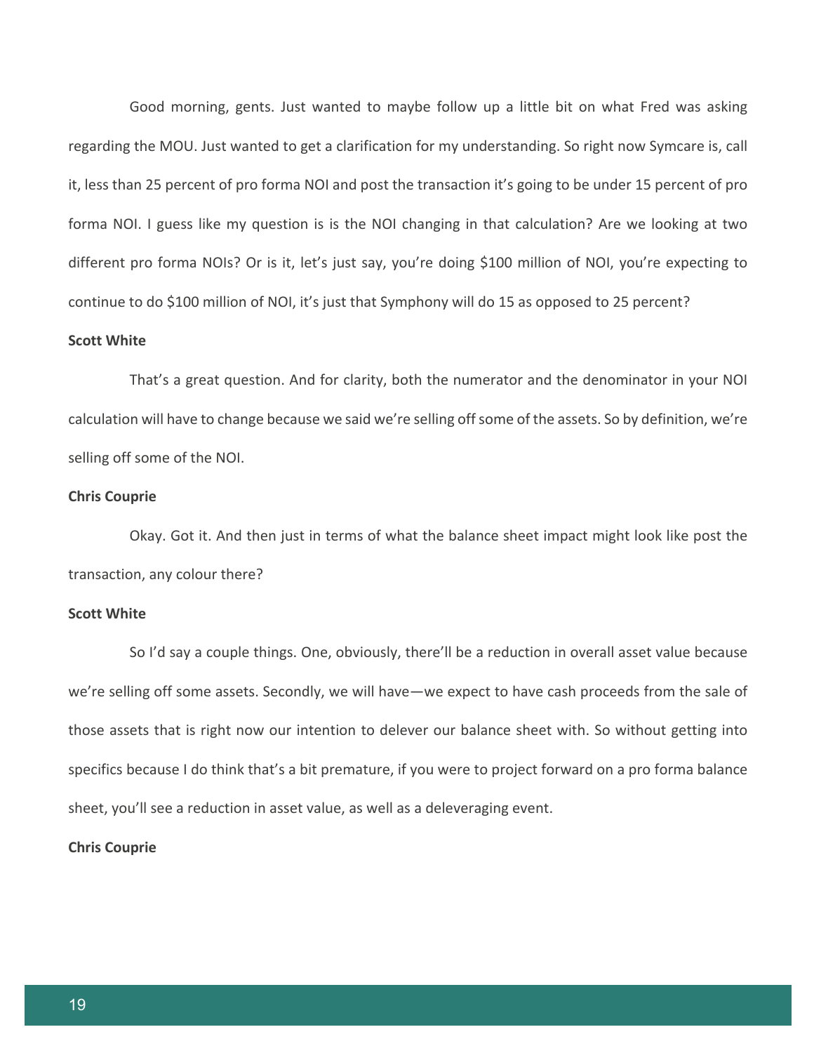Good morning, gents. Just wanted to maybe follow up a little bit on what Fred was asking regarding the MOU. Just wanted to get a clarification for my understanding. So right now Symcare is, call it, less than 25 percent of pro forma NOI and post the transaction it's going to be under 15 percent of pro forma NOI. I guess like my question is is the NOI changing in that calculation? Are we looking at two different pro forma NOIs? Or is it, let's just say, you're doing $100 million of NOI, you're expecting to continue to do $100 million of NOI, it's just that Symphony will do 15 as opposed to 25 percent?

**Scott White**

That's a great question. And for clarity, both the numerator and the denominator in your NOI calculation will have to change because we said we're selling off some of the assets. So by definition, we're selling off some of the NOI.

**Chris Couprie**

Okay. Got it. And then just in terms of what the balance sheet impact might look like post the transaction, any colour there?

**Scott White**

So I'd say a couple things. One, obviously, there'll be a reduction in overall asset value because we're selling off some assets. Secondly, we will have—we expect to have cash proceeds from the sale of those assets that is right now our intention to delever our balance sheet with. So without getting into specifics because I do think that's a bit premature, if you were to project forward on a pro forma balance sheet, you'll see a reduction in asset value, as well as a deleveraging event.

**Chris Couprie**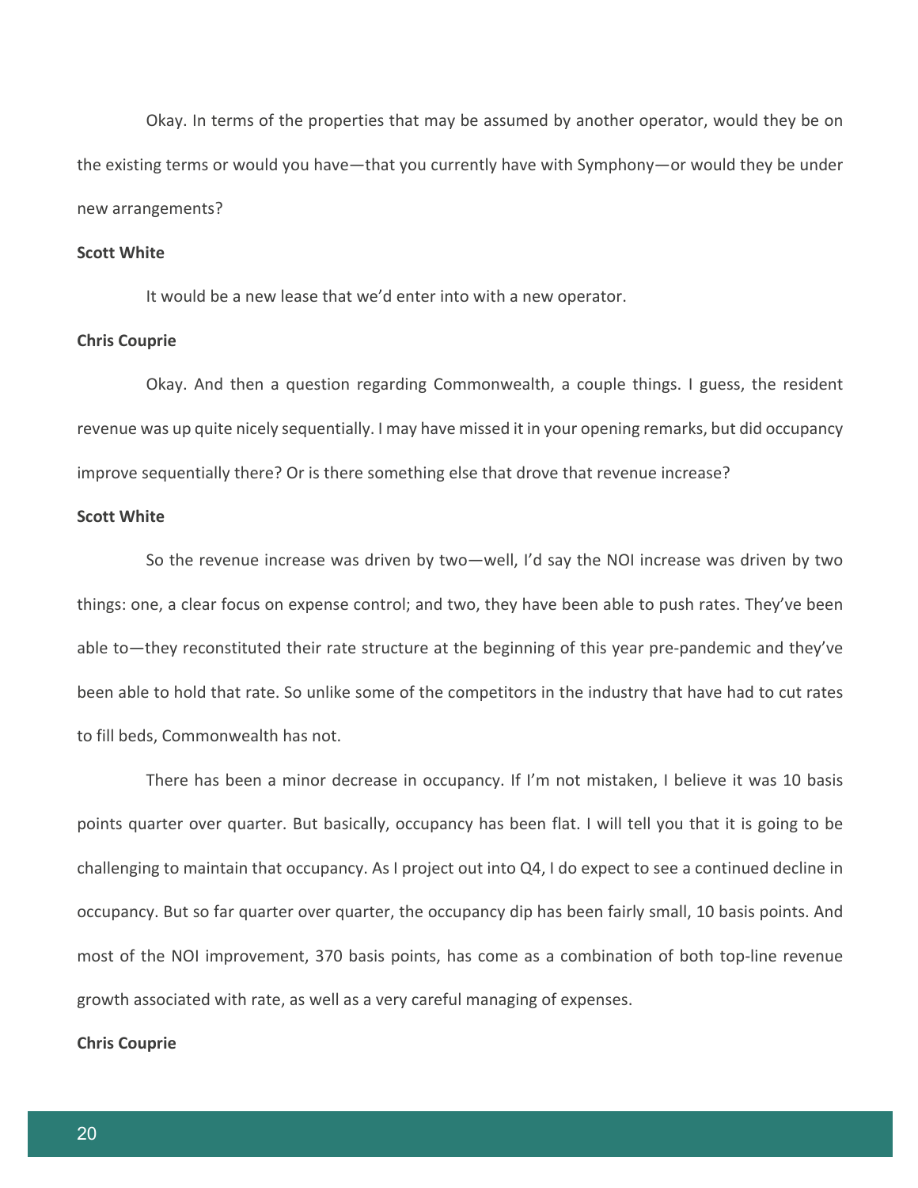Okay. In terms of the properties that may be assumed by another operator, would they be on the existing terms or would you have—that you currently have with Symphony—or would they be under new arrangements?

**Scott White**

It would be a new lease that we'd enter into with a new operator.

**Chris Couprie**

Okay. And then a question regarding Commonwealth, a couple things. I guess, the resident revenue was up quite nicely sequentially. I may have missed it in your opening remarks, but did occupancy improve sequentially there? Or is there something else that drove that revenue increase?

**Scott White**

So the revenue increase was driven by two—well, I'd say the NOI increase was driven by two things: one, a clear focus on expense control; and two, they have been able to push rates. They've been able to—they reconstituted their rate structure at the beginning of this year pre-pandemic and they've been able to hold that rate. So unlike some of the competitors in the industry that have had to cut rates to fill beds, Commonwealth has not.

There has been a minor decrease in occupancy. If I'm not mistaken, I believe it was 10 basis points quarter over quarter. But basically, occupancy has been flat. I will tell you that it is going to be challenging to maintain that occupancy. As I project out into Q4, I do expect to see a continued decline in occupancy. But so far quarter over quarter, the occupancy dip has been fairly small, 10 basis points. And most of the NOI improvement, 370 basis points, has come as a combination of both top-line revenue growth associated with rate, as well as a very careful managing of expenses.

**Chris Couprie**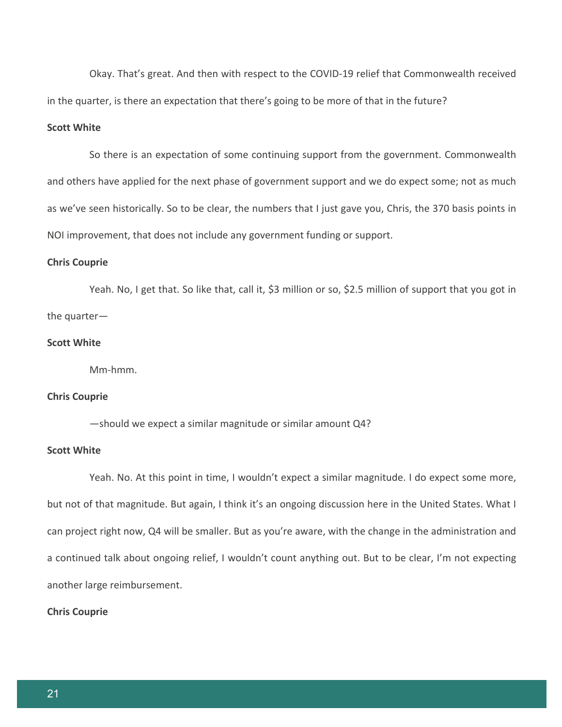Okay. That's great. And then with respect to the COVID-19 relief that Commonwealth received in the quarter, is there an expectation that there's going to be more of that in the future?

**Scott White**

So there is an expectation of some continuing support from the government. Commonwealth and others have applied for the next phase of government support and we do expect some; not as much as we've seen historically. So to be clear, the numbers that I just gave you, Chris, the 370 basis points in NOI improvement, that does not include any government funding or support.

**Chris Couprie**

Yeah. No, I get that. So like that, call it, $3 million or so, $2.5 million of support that you got in the quarter—

**Scott White**

Mm-hmm.

**Chris Couprie**

—should we expect a similar magnitude or similar amount Q4?

**Scott White**

Yeah. No. At this point in time, I wouldn't expect a similar magnitude. I do expect some more, but not of that magnitude. But again, I think it's an ongoing discussion here in the United States. What I can project right now, Q4 will be smaller. But as you're aware, with the change in the administration and a continued talk about ongoing relief, I wouldn't count anything out. But to be clear, I'm not expecting another large reimbursement.

**Chris Couprie**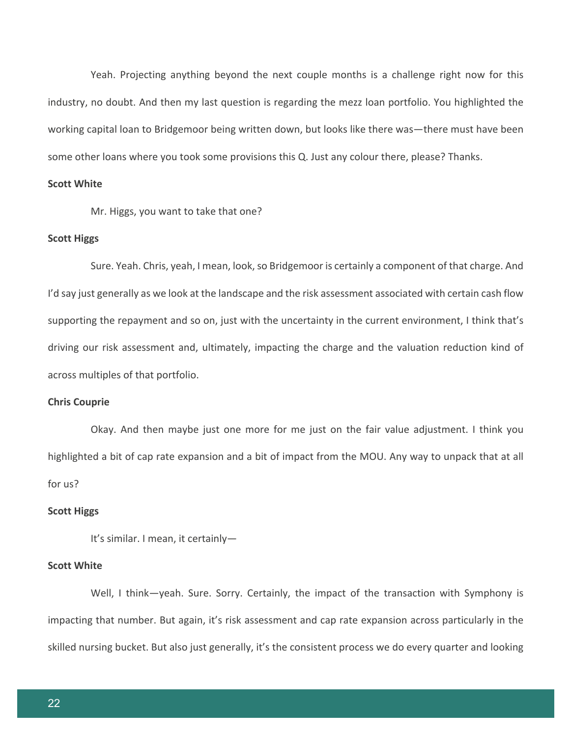Yeah. Projecting anything beyond the next couple months is a challenge right now for this industry, no doubt. And then my last question is regarding the mezz loan portfolio. You highlighted the working capital loan to Bridgemoor being written down, but looks like there was—there must have been some other loans where you took some provisions this Q. Just any colour there, please? Thanks.

**Scott White**

Mr. Higgs, you want to take that one?

**Scott Higgs**

Sure. Yeah. Chris, yeah, I mean, look, so Bridgemoor is certainly a component of that charge. And I'd say just generally as we look at the landscape and the risk assessment associated with certain cash flow supporting the repayment and so on, just with the uncertainty in the current environment, I think that's driving our risk assessment and, ultimately, impacting the charge and the valuation reduction kind of across multiples of that portfolio.

**Chris Couprie**

Okay. And then maybe just one more for me just on the fair value adjustment. I think you highlighted a bit of cap rate expansion and a bit of impact from the MOU. Any way to unpack that at all for us?

**Scott Higgs**

It's similar. I mean, it certainly—

**Scott White**

Well, I think—yeah. Sure. Sorry. Certainly, the impact of the transaction with Symphony is impacting that number. But again, it's risk assessment and cap rate expansion across particularly in the skilled nursing bucket. But also just generally, it's the consistent process we do every quarter and looking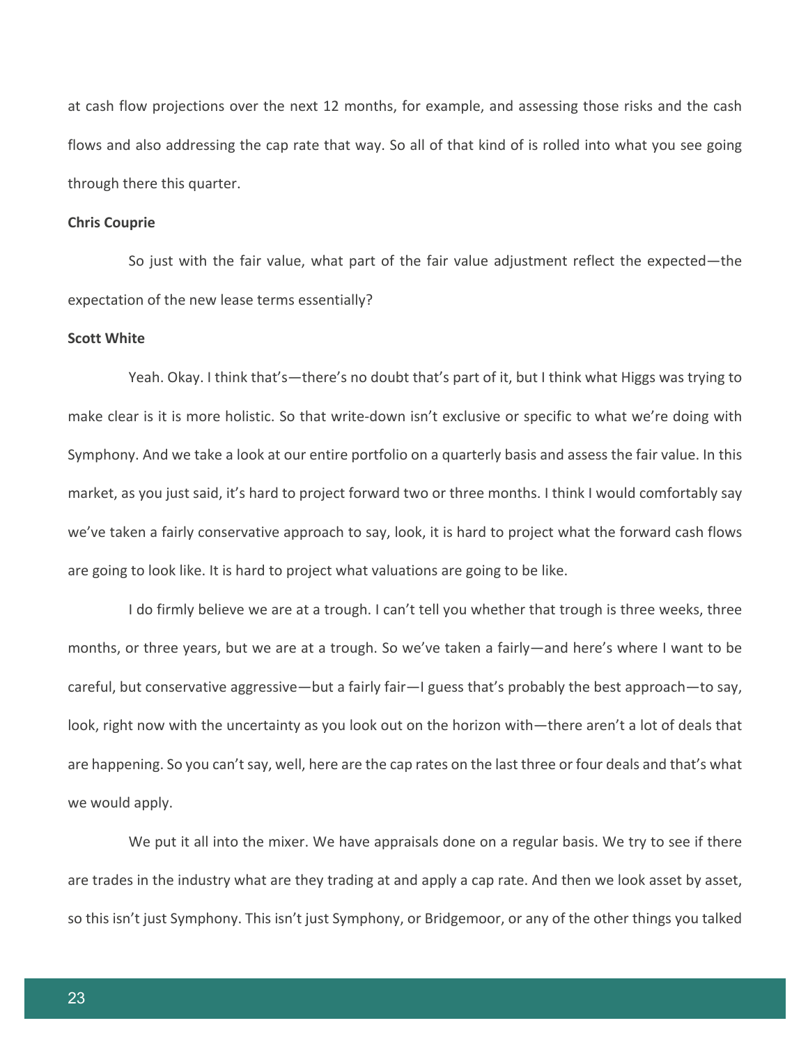at cash flow projections over the next 12 months, for example, and assessing those risks and the cash flows and also addressing the cap rate that way. So all of that kind of is rolled into what you see going through there this quarter.

**Chris Couprie**

So just with the fair value, what part of the fair value adjustment reflect the expected—the expectation of the new lease terms essentially?

**Scott White**

Yeah. Okay. I think that's—there's no doubt that's part of it, but I think what Higgs was trying to make clear is it is more holistic. So that write-down isn't exclusive or specific to what we're doing with Symphony. And we take a look at our entire portfolio on a quarterly basis and assess the fair value. In this market, as you just said, it's hard to project forward two or three months. I think I would comfortably say we've taken a fairly conservative approach to say, look, it is hard to project what the forward cash flows are going to look like. It is hard to project what valuations are going to be like.

I do firmly believe we are at a trough. I can't tell you whether that trough is three weeks, three months, or three years, but we are at a trough. So we've taken a fairly—and here's where I want to be careful, but conservative aggressive—but a fairly fair—I guess that's probably the best approach—to say, look, right now with the uncertainty as you look out on the horizon with—there aren't a lot of deals that are happening. So you can't say, well, here are the cap rates on the last three or four deals and that's what we would apply.

We put it all into the mixer. We have appraisals done on a regular basis. We try to see if there are trades in the industry what are they trading at and apply a cap rate. And then we look asset by asset, so this isn't just Symphony. This isn't just Symphony, or Bridgemoor, or any of the other things you talked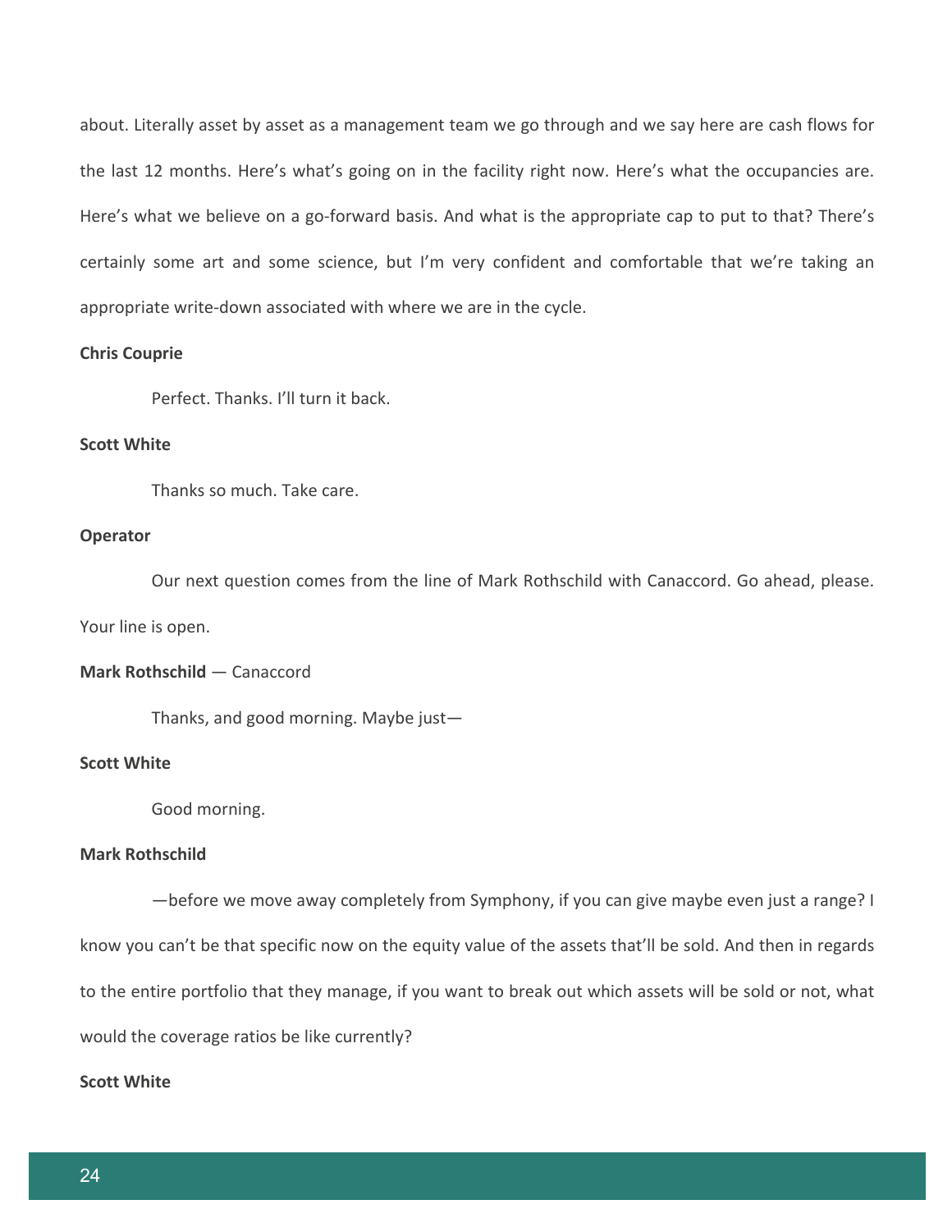about. Literally asset by asset as a management team we go through and we say here are cash flows for the last 12 months. Here's what's going on in the facility right now. Here's what the occupancies are. Here's what we believe on a go-forward basis. And what is the appropriate cap to put to that? There's certainly some art and some science, but I'm very confident and comfortable that we're taking an appropriate write-down associated with where we are in the cycle.

**Chris Couprie**

Perfect. Thanks. I'll turn it back.

**Scott White**

Thanks so much. Take care.

**Operator**

Our next question comes from the line of Mark Rothschild with Canaccord. Go ahead, please. Your line is open.

**Mark Rothschild** — Canaccord

Thanks, and good morning. Maybe just—

**Scott White**

Good morning.

**Mark Rothschild**

—before we move away completely from Symphony, if you can give maybe even just a range? I know you can't be that specific now on the equity value of the assets that'll be sold. And then in regards to the entire portfolio that they manage, if you want to break out which assets will be sold or not, what would the coverage ratios be like currently?

**Scott White**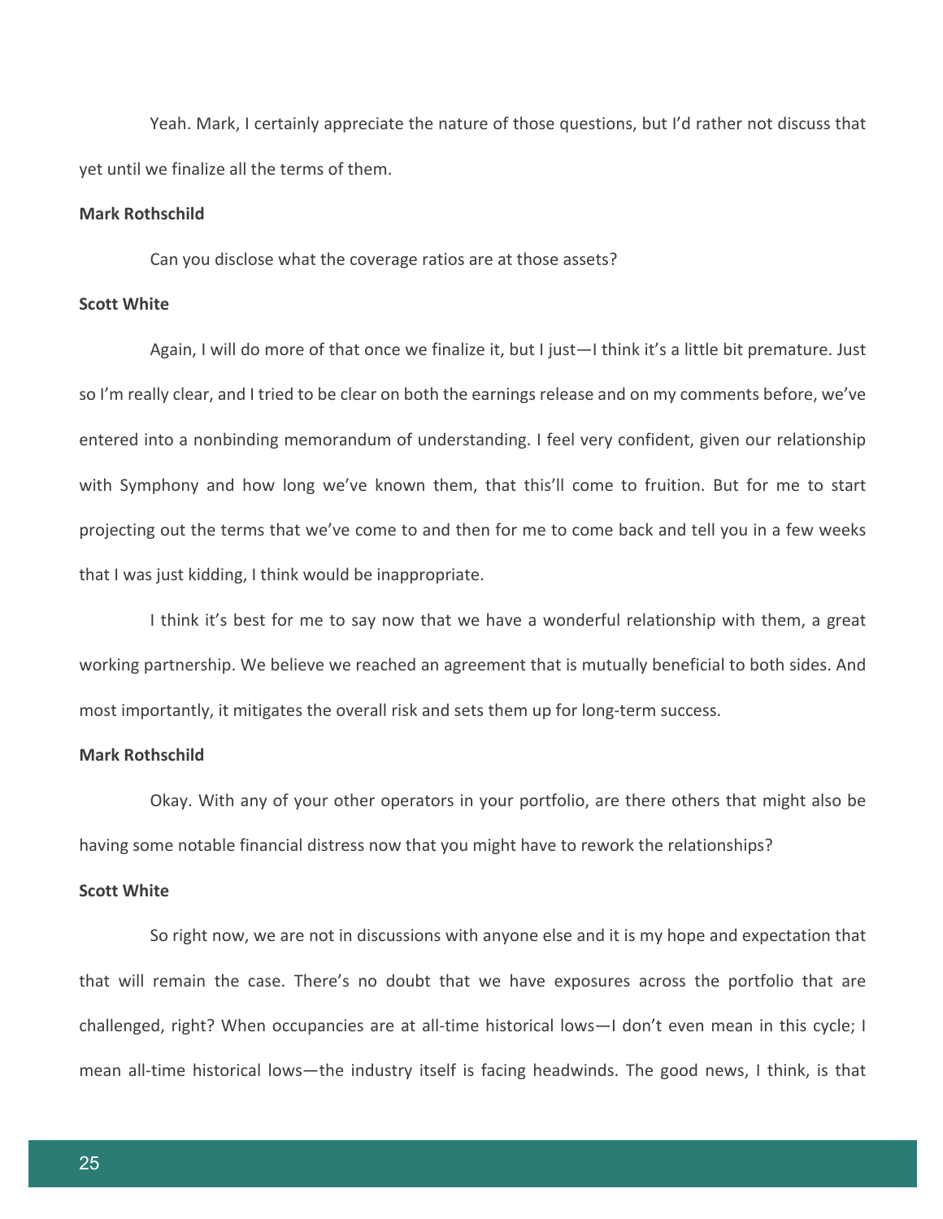Yeah. Mark, I certainly appreciate the nature of those questions, but I'd rather not discuss that yet until we finalize all the terms of them.

**Mark Rothschild**

Can you disclose what the coverage ratios are at those assets?

**Scott White**

Again, I will do more of that once we finalize it, but I just—I think it's a little bit premature. Just so I'm really clear, and I tried to be clear on both the earnings release and on my comments before, we've entered into a nonbinding memorandum of understanding. I feel very confident, given our relationship with Symphony and how long we've known them, that this'll come to fruition. But for me to start projecting out the terms that we've come to and then for me to come back and tell you in a few weeks that I was just kidding, I think would be inappropriate.

I think it's best for me to say now that we have a wonderful relationship with them, a great working partnership. We believe we reached an agreement that is mutually beneficial to both sides. And most importantly, it mitigates the overall risk and sets them up for long-term success.

**Mark Rothschild**

Okay. With any of your other operators in your portfolio, are there others that might also be having some notable financial distress now that you might have to rework the relationships?

**Scott White**

So right now, we are not in discussions with anyone else and it is my hope and expectation that that will remain the case. There's no doubt that we have exposures across the portfolio that are challenged, right? When occupancies are at all-time historical lows—I don't even mean in this cycle; I mean all-time historical lows—the industry itself is facing headwinds. The good news, I think, is that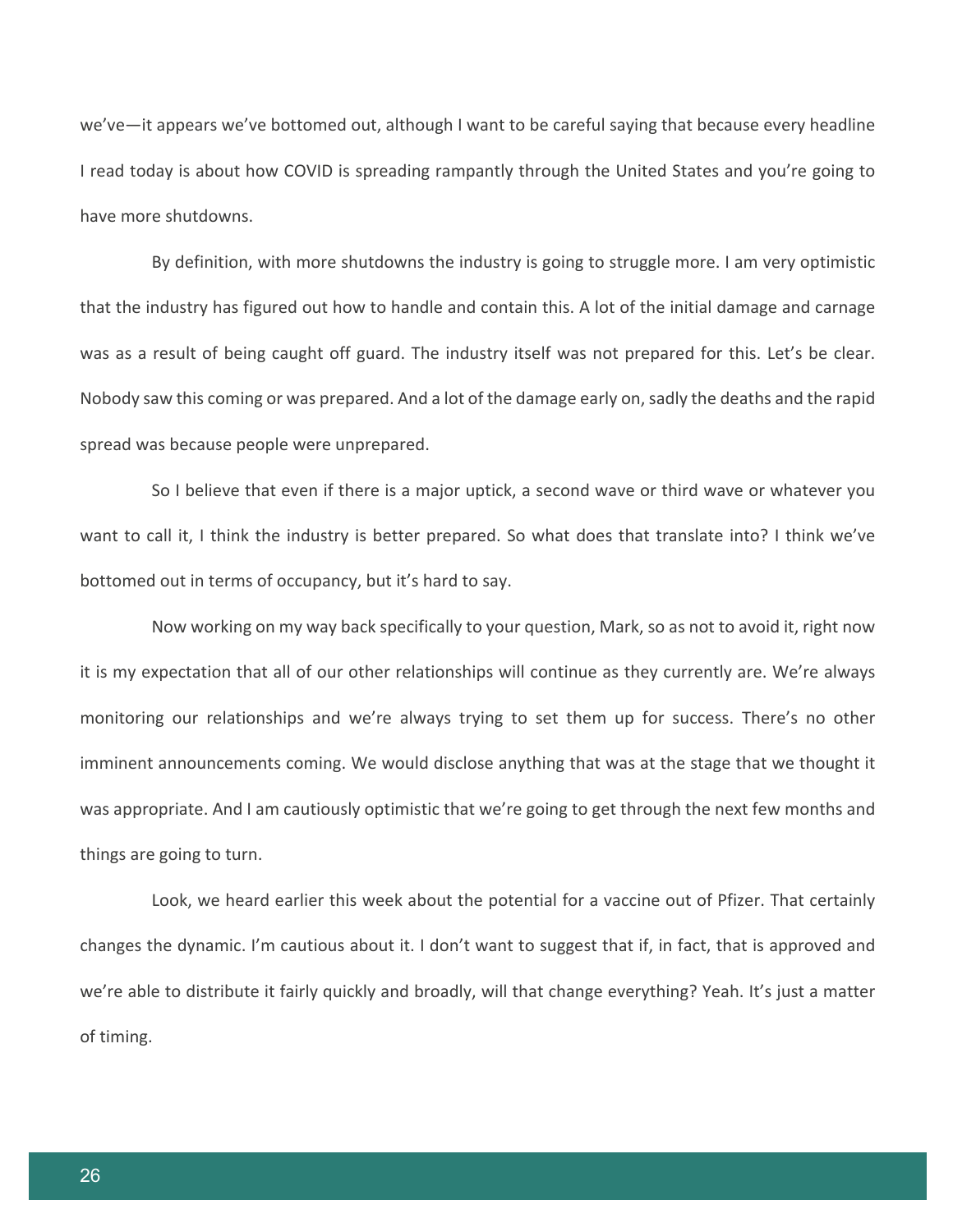we've—it appears we've bottomed out, although I want to be careful saying that because every headline I read today is about how COVID is spreading rampantly through the United States and you're going to have more shutdowns.

By definition, with more shutdowns the industry is going to struggle more. I am very optimistic that the industry has figured out how to handle and contain this. A lot of the initial damage and carnage was as a result of being caught off guard. The industry itself was not prepared for this. Let's be clear. Nobody saw this coming or was prepared. And a lot of the damage early on, sadly the deaths and the rapid spread was because people were unprepared.

So I believe that even if there is a major uptick, a second wave or third wave or whatever you want to call it, I think the industry is better prepared. So what does that translate into? I think we've bottomed out in terms of occupancy, but it's hard to say.

Now working on my way back specifically to your question, Mark, so as not to avoid it, right now it is my expectation that all of our other relationships will continue as they currently are. We're always monitoring our relationships and we're always trying to set them up for success. There's no other imminent announcements coming. We would disclose anything that was at the stage that we thought it was appropriate. And I am cautiously optimistic that we're going to get through the next few months and things are going to turn.

Look, we heard earlier this week about the potential for a vaccine out of Pfizer. That certainly changes the dynamic. I'm cautious about it. I don't want to suggest that if, in fact, that is approved and we're able to distribute it fairly quickly and broadly, will that change everything? Yeah. It's just a matter of timing.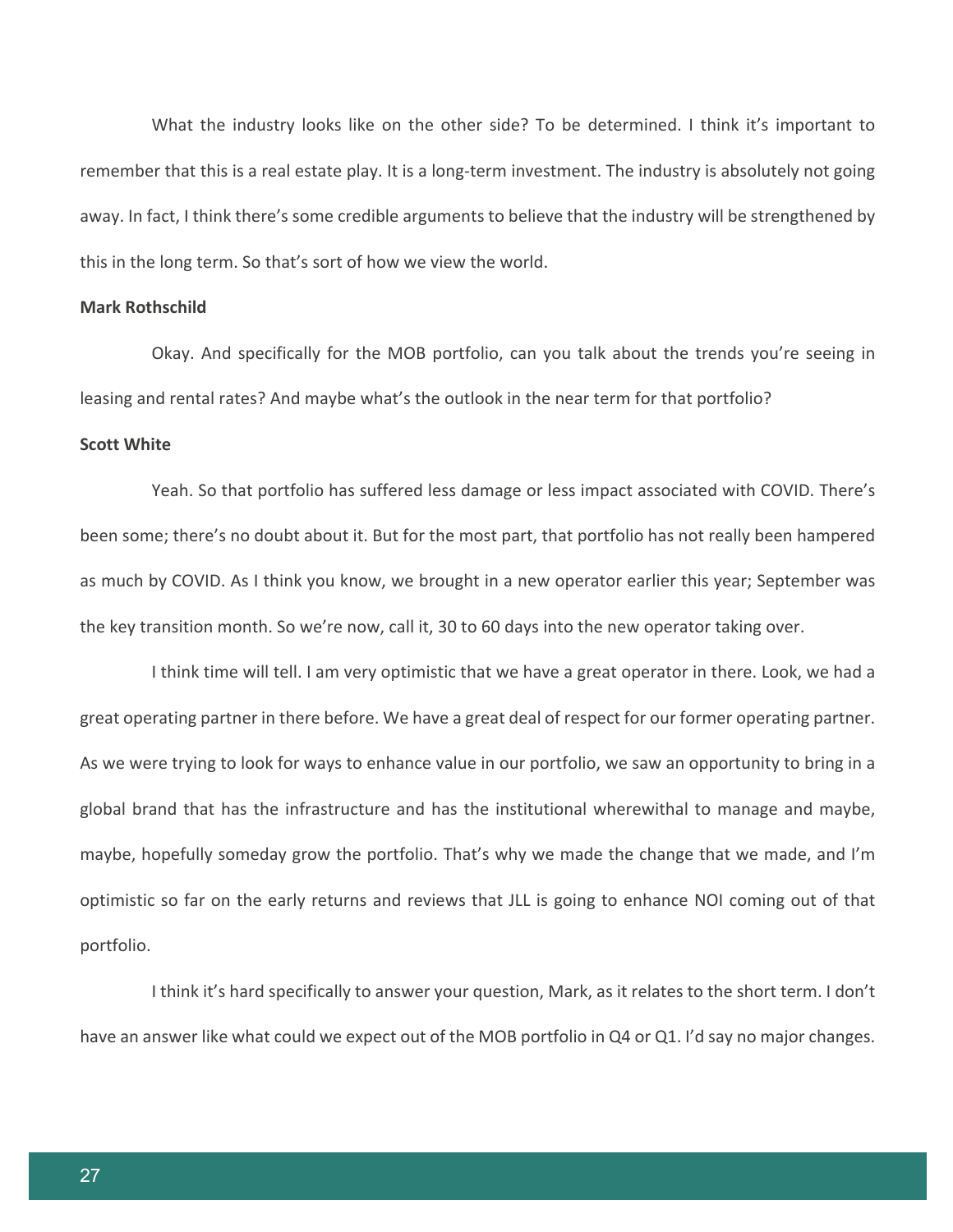What the industry looks like on the other side? To be determined. I think it's important to remember that this is a real estate play. It is a long-term investment. The industry is absolutely not going away. In fact, I think there's some credible arguments to believe that the industry will be strengthened by this in the long term. So that's sort of how we view the world.

**Mark Rothschild**

Okay. And specifically for the MOB portfolio, can you talk about the trends you're seeing in leasing and rental rates? And maybe what's the outlook in the near term for that portfolio?

**Scott White**

Yeah. So that portfolio has suffered less damage or less impact associated with COVID. There's been some; there's no doubt about it. But for the most part, that portfolio has not really been hampered as much by COVID. As I think you know, we brought in a new operator earlier this year; September was the key transition month. So we're now, call it, 30 to 60 days into the new operator taking over.

I think time will tell. I am very optimistic that we have a great operator in there. Look, we had a great operating partner in there before. We have a great deal of respect for our former operating partner. As we were trying to look for ways to enhance value in our portfolio, we saw an opportunity to bring in a global brand that has the infrastructure and has the institutional wherewithal to manage and maybe, maybe, hopefully someday grow the portfolio. That's why we made the change that we made, and I'm optimistic so far on the early returns and reviews that JLL is going to enhance NOI coming out of that portfolio.

I think it's hard specifically to answer your question, Mark, as it relates to the short term. I don't have an answer like what could we expect out of the MOB portfolio in Q4 or Q1. I'd say no major changes.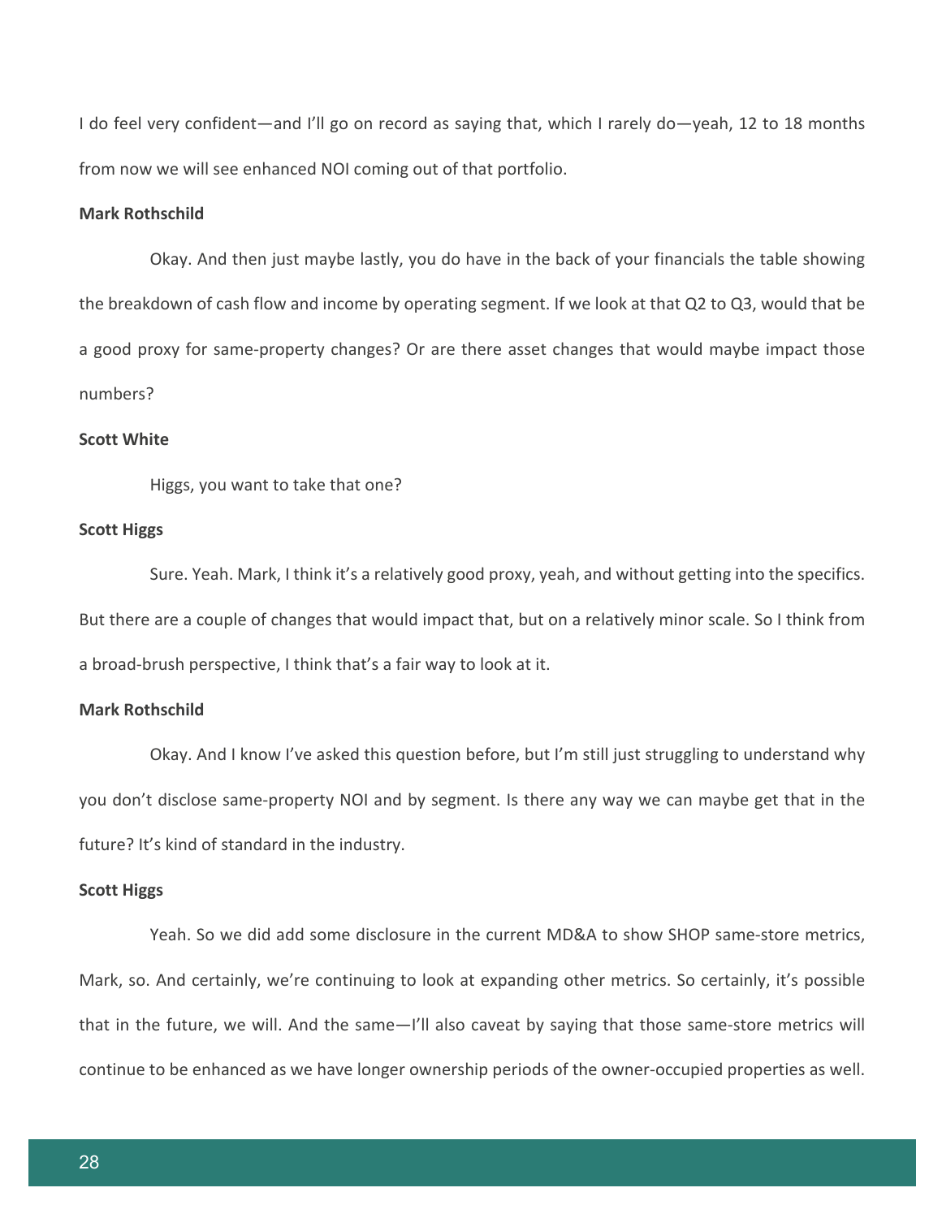I do feel very confident—and I'll go on record as saying that, which I rarely do—yeah, 12 to 18 months from now we will see enhanced NOI coming out of that portfolio.

**Mark Rothschild**

Okay. And then just maybe lastly, you do have in the back of your financials the table showing the breakdown of cash flow and income by operating segment. If we look at that Q2 to Q3, would that be a good proxy for same-property changes? Or are there asset changes that would maybe impact those numbers?

**Scott White**

Higgs, you want to take that one?

**Scott Higgs**

Sure. Yeah. Mark, I think it's a relatively good proxy, yeah, and without getting into the specifics. But there are a couple of changes that would impact that, but on a relatively minor scale. So I think from a broad-brush perspective, I think that's a fair way to look at it.

**Mark Rothschild**

Okay. And I know I've asked this question before, but I'm still just struggling to understand why you don't disclose same-property NOI and by segment. Is there any way we can maybe get that in the future? It's kind of standard in the industry.

**Scott Higgs**

Yeah. So we did add some disclosure in the current MD&A to show SHOP same-store metrics, Mark, so. And certainly, we're continuing to look at expanding other metrics. So certainly, it's possible that in the future, we will. And the same—I'll also caveat by saying that those same-store metrics will continue to be enhanced as we have longer ownership periods of the owner-occupied properties as well.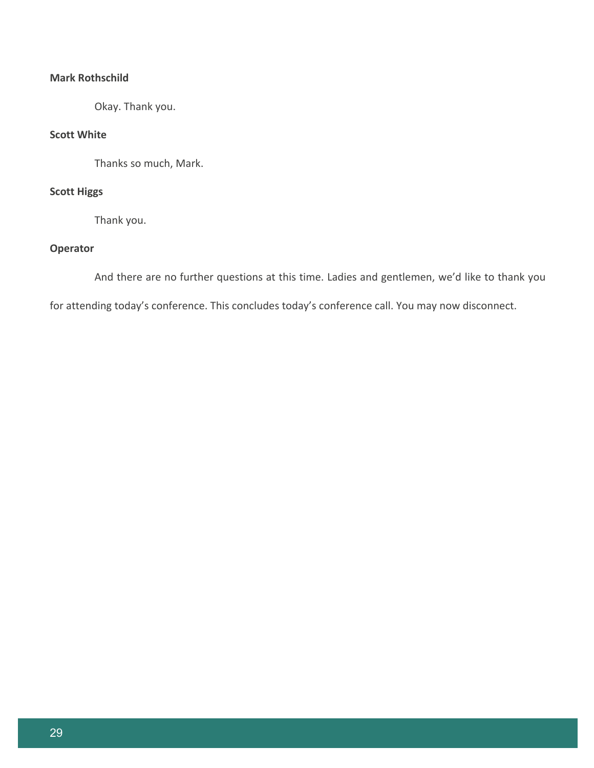**Mark Rothschild**

Okay. Thank you.

**Scott White**

Thanks so much, Mark.

**Scott Higgs**

Thank you.

**Operator**

And there are no further questions at this time. Ladies and gentlemen, we'd like to thank you for attending today's conference. This concludes today's conference call. You may now disconnect.